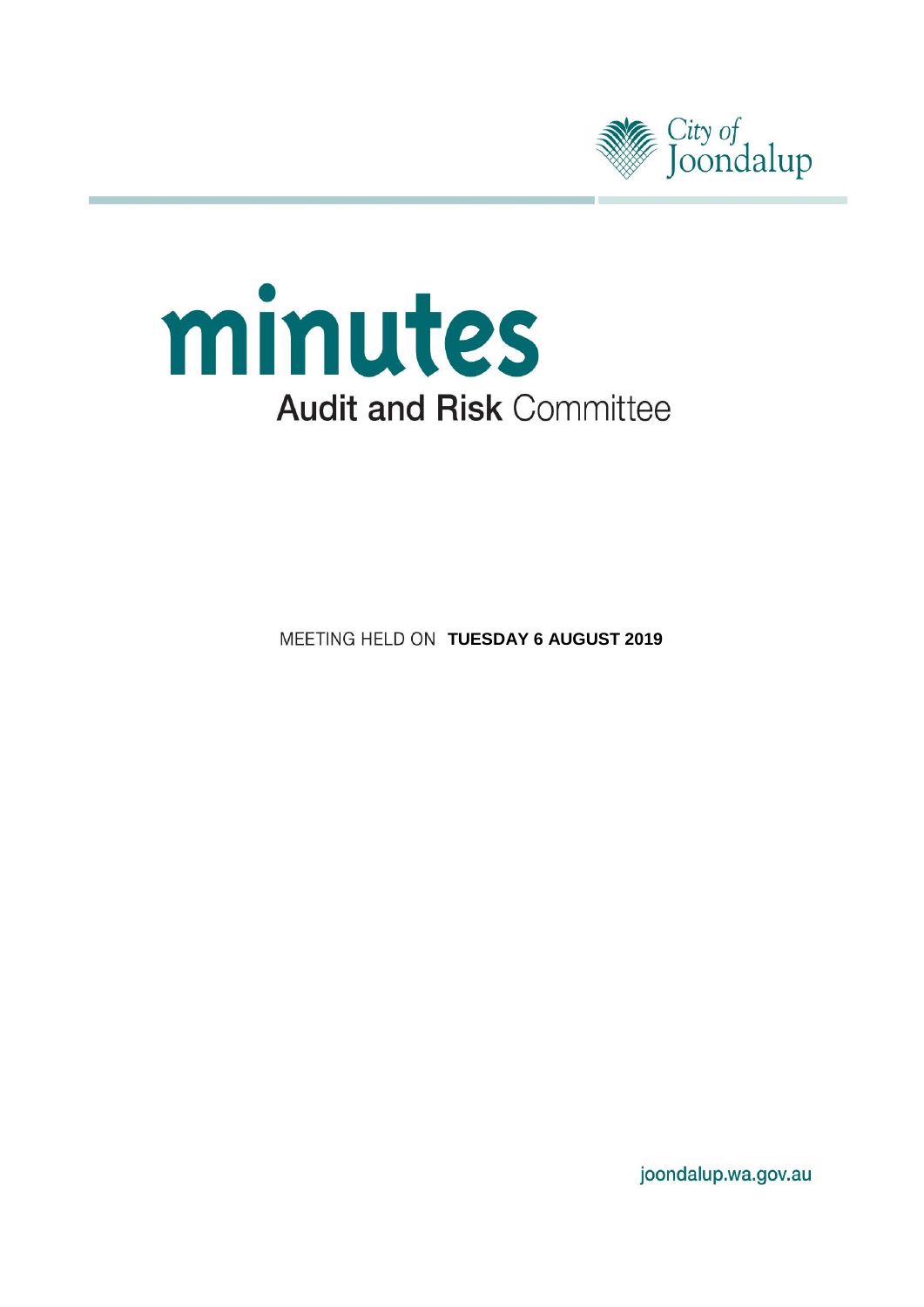City of Joondalup

# minutes

## Audit and Risk Committee

MEETING HELD ON **TUESDAY 6 AUGUST 2019**

joondalup.wa.gov.au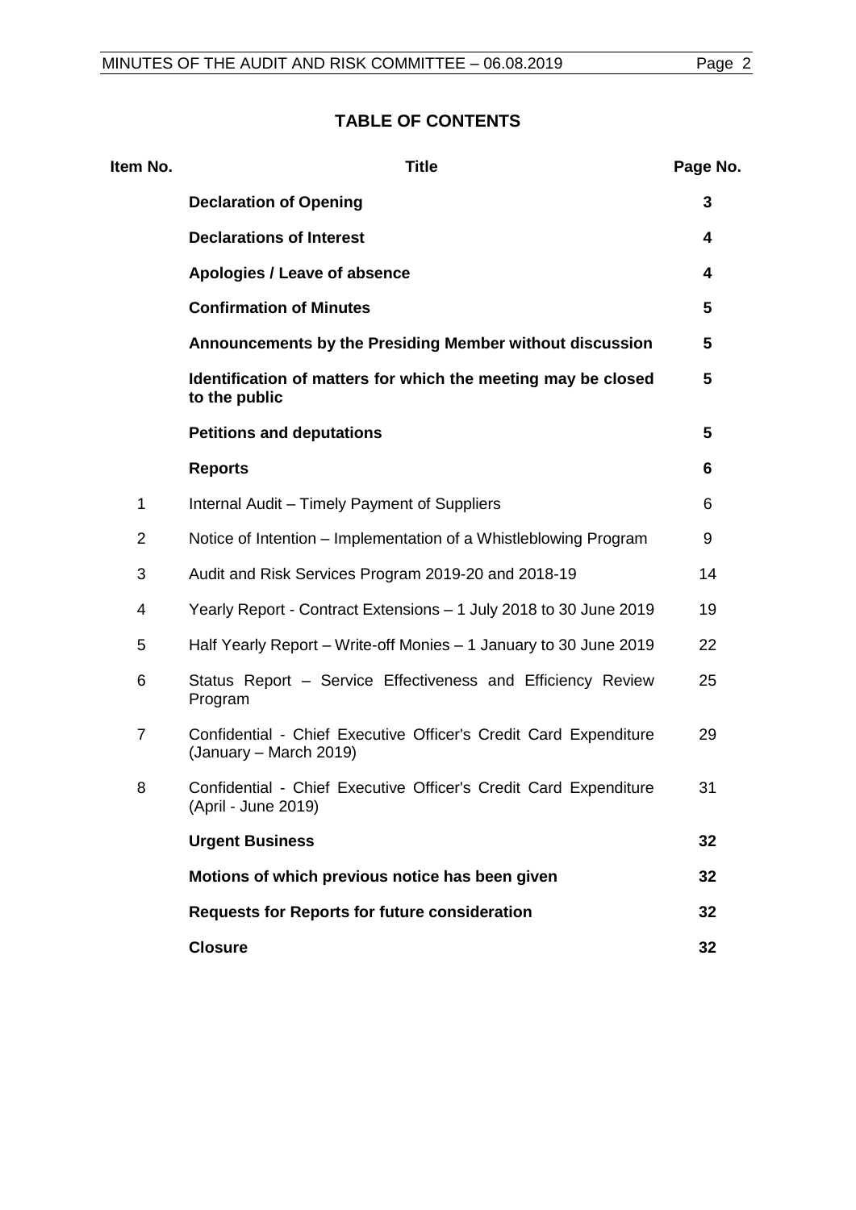# TABLE OF CONTENTS

| Item No. | Title | Page No. |
|---|---|---|
| | **Declaration of Opening** | **3** |
| | **Declarations of Interest** | **4** |
| | **Apologies / Leave of absence** | **4** |
| | **Confirmation of Minutes** | **5** |
| | **Announcements by the Presiding Member without discussion** | **5** |
| | **Identification of matters for which the meeting may be closed to the public** | **5** |
| | **Petitions and deputations** | **5** |
| | **Reports** | **6** |
| 1 | Internal Audit – Timely Payment of Suppliers | 6 |
| 2 | Notice of Intention – Implementation of a Whistleblowing Program | 9 |
| 3 | Audit and Risk Services Program 2019-20 and 2018-19 | 14 |
| 4 | Yearly Report - Contract Extensions – 1 July 2018 to 30 June 2019 | 19 |
| 5 | Half Yearly Report – Write-off Monies – 1 January to 30 June 2019 | 22 |
| 6 | Status Report – Service Effectiveness and Efficiency Review Program | 25 |
| 7 | Confidential - Chief Executive Officer's Credit Card Expenditure (January – March 2019) | 29 |
| 8 | Confidential - Chief Executive Officer's Credit Card Expenditure (April - June 2019) | 31 |
| | **Urgent Business** | **32** |
| | **Motions of which previous notice has been given** | **32** |
| | **Requests for Reports for future consideration** | **32** |
| | **Closure** | **32** |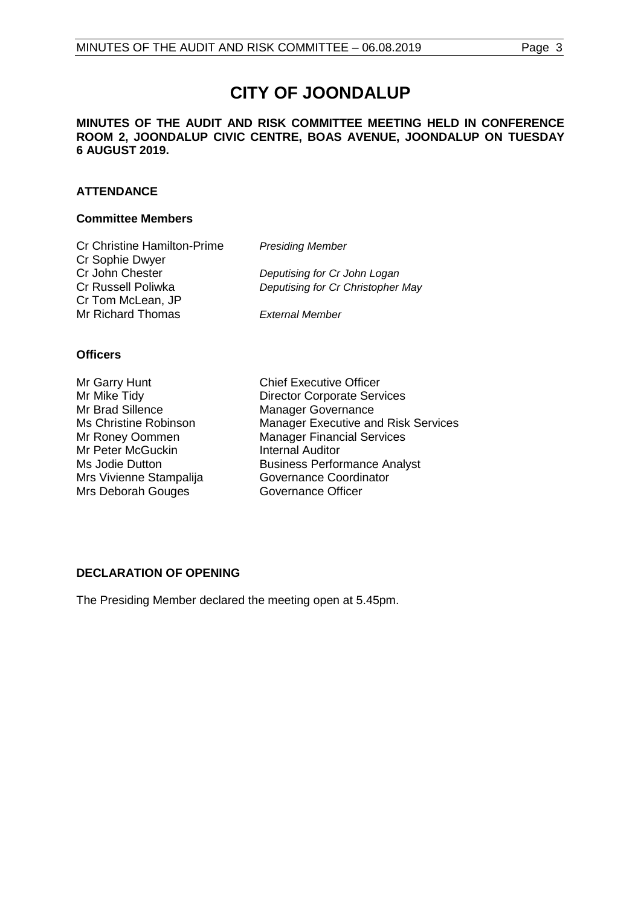# CITY OF JOONDALUP

**MINUTES OF THE AUDIT AND RISK COMMITTEE MEETING HELD IN CONFERENCE ROOM 2, JOONDALUP CIVIC CENTRE, BOAS AVENUE, JOONDALUP ON TUESDAY 6 AUGUST 2019.**

## ATTENDANCE

### Committee Members

| | |
|---|---|
| Cr Christine Hamilton-Prime | *Presiding Member* |
| Cr Sophie Dwyer | |
| Cr John Chester | *Deputising for Cr John Logan* |
| Cr Russell Poliwka | *Deputising for Cr Christopher May* |
| Cr Tom McLean, JP | |
| Mr Richard Thomas | *External Member* |

### Officers

| | |
|---|---|
| Mr Garry Hunt | Chief Executive Officer |
| Mr Mike Tidy | Director Corporate Services |
| Mr Brad Sillence | Manager Governance |
| Ms Christine Robinson | Manager Executive and Risk Services |
| Mr Roney Oommen | Manager Financial Services |
| Mr Peter McGuckin | Internal Auditor |
| Ms Jodie Dutton | Business Performance Analyst |
| Mrs Vivienne Stampalija | Governance Coordinator |
| Mrs Deborah Gouges | Governance Officer |

## DECLARATION OF OPENING

The Presiding Member declared the meeting open at 5.45pm.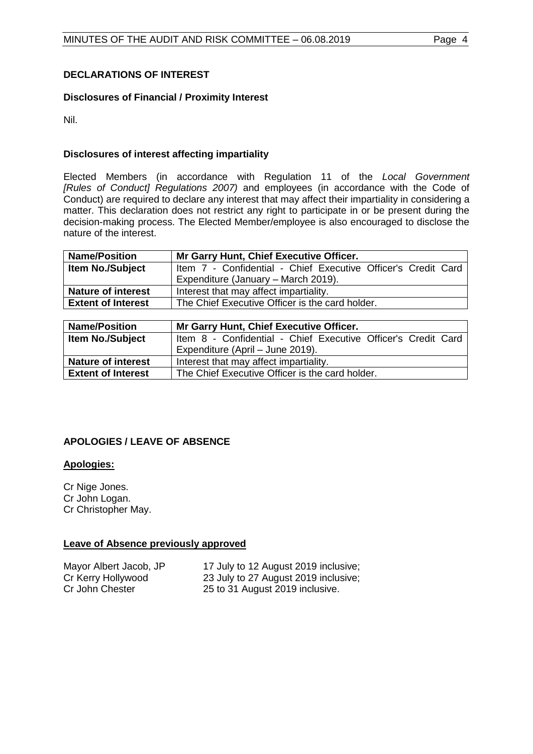## DECLARATIONS OF INTEREST

### Disclosures of Financial / Proximity Interest

Nil.

### Disclosures of interest affecting impartiality

Elected Members (in accordance with Regulation 11 of the *Local Government [Rules of Conduct] Regulations 2007)* and employees (in accordance with the Code of Conduct) are required to declare any interest that may affect their impartiality in considering a matter. This declaration does not restrict any right to participate in or be present during the decision-making process. The Elected Member/employee is also encouraged to disclose the nature of the interest.

| **Name/Position** | **Mr Garry Hunt, Chief Executive Officer.** |
|---|---|
| **Item No./Subject** | Item 7 - Confidential - Chief Executive Officer's Credit Card Expenditure (January – March 2019). |
| **Nature of interest** | Interest that may affect impartiality. |
| **Extent of Interest** | The Chief Executive Officer is the card holder. |

| **Name/Position** | **Mr Garry Hunt, Chief Executive Officer.** |
|---|---|
| **Item No./Subject** | Item 8 - Confidential - Chief Executive Officer's Credit Card Expenditure (April – June 2019). |
| **Nature of interest** | Interest that may affect impartiality. |
| **Extent of Interest** | The Chief Executive Officer is the card holder. |

## APOLOGIES / LEAVE OF ABSENCE

**Apologies:**

Cr Nige Jones.
Cr John Logan.
Cr Christopher May.

**Leave of Absence previously approved**

Mayor Albert Jacob, JP 17 July to 12 August 2019 inclusive;
Cr Kerry Hollywood 23 July to 27 August 2019 inclusive;
Cr John Chester 25 to 31 August 2019 inclusive.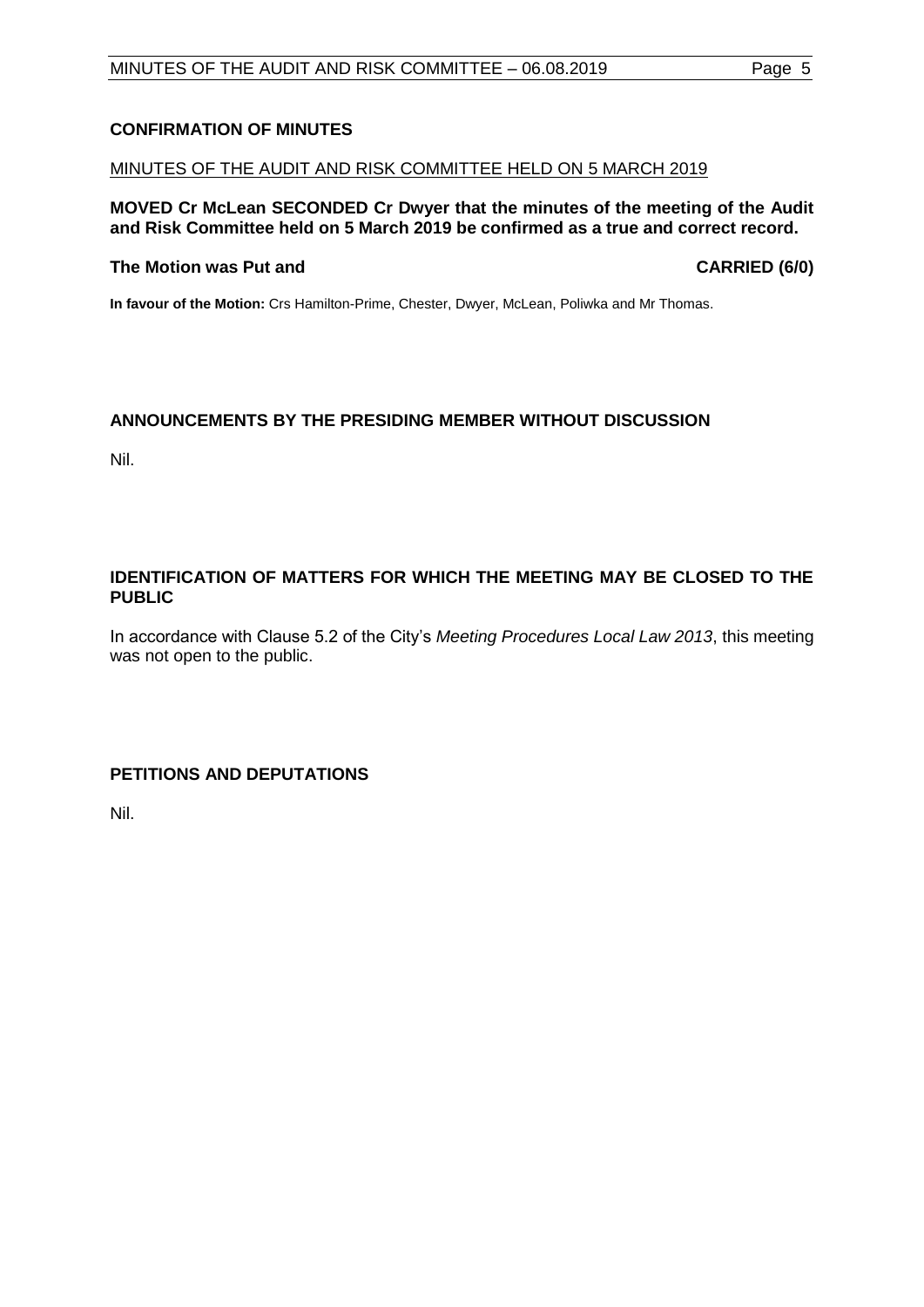## CONFIRMATION OF MINUTES

MINUTES OF THE AUDIT AND RISK COMMITTEE HELD ON 5 MARCH 2019

**MOVED Cr McLean SECONDED Cr Dwyer that the minutes of the meeting of the Audit and Risk Committee held on 5 March 2019 be confirmed as a true and correct record.**

**The Motion was Put and CARRIED (6/0)**

**In favour of the Motion:** Crs Hamilton-Prime, Chester, Dwyer, McLean, Poliwka and Mr Thomas.

## ANNOUNCEMENTS BY THE PRESIDING MEMBER WITHOUT DISCUSSION

Nil.

## IDENTIFICATION OF MATTERS FOR WHICH THE MEETING MAY BE CLOSED TO THE PUBLIC

In accordance with Clause 5.2 of the City's *Meeting Procedures Local Law 2013*, this meeting was not open to the public.

## PETITIONS AND DEPUTATIONS

Nil.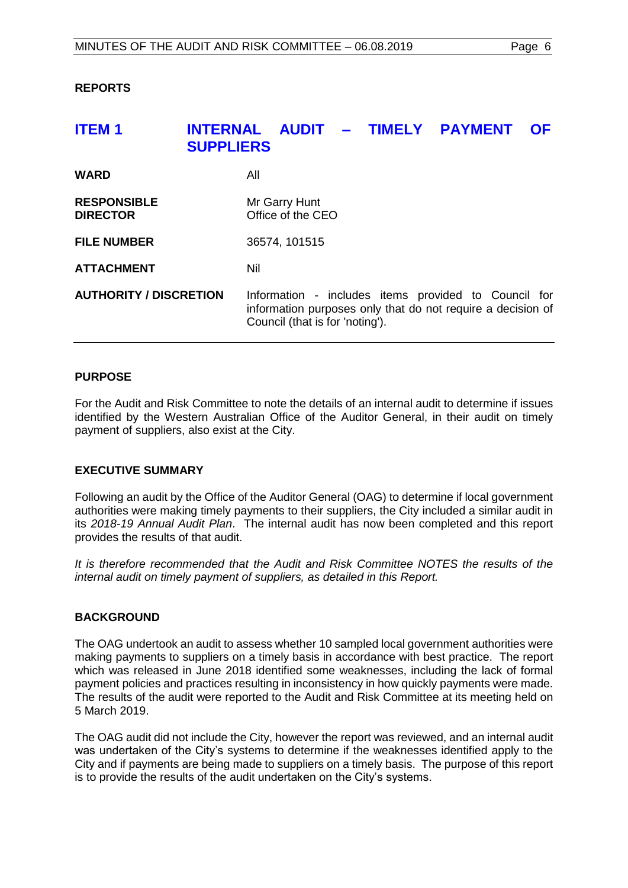## REPORTS

## ITEM 1 INTERNAL AUDIT – TIMELY PAYMENT OF SUPPLIERS

| | |
|---|---|
| **WARD** | All |
| **RESPONSIBLE DIRECTOR** | Mr Garry Hunt<br>Office of the CEO |
| **FILE NUMBER** | 36574, 101515 |
| **ATTACHMENT** | Nil |
| **AUTHORITY / DISCRETION** | Information - includes items provided to Council for information purposes only that do not require a decision of Council (that is for 'noting'). |

### PURPOSE

For the Audit and Risk Committee to note the details of an internal audit to determine if issues identified by the Western Australian Office of the Auditor General, in their audit on timely payment of suppliers, also exist at the City.

### EXECUTIVE SUMMARY

Following an audit by the Office of the Auditor General (OAG) to determine if local government authorities were making timely payments to their suppliers, the City included a similar audit in its *2018-19 Annual Audit Plan*. The internal audit has now been completed and this report provides the results of that audit.

*It is therefore recommended that the Audit and Risk Committee NOTES the results of the internal audit on timely payment of suppliers, as detailed in this Report.*

### BACKGROUND

The OAG undertook an audit to assess whether 10 sampled local government authorities were making payments to suppliers on a timely basis in accordance with best practice. The report which was released in June 2018 identified some weaknesses, including the lack of formal payment policies and practices resulting in inconsistency in how quickly payments were made. The results of the audit were reported to the Audit and Risk Committee at its meeting held on 5 March 2019.

The OAG audit did not include the City, however the report was reviewed, and an internal audit was undertaken of the City's systems to determine if the weaknesses identified apply to the City and if payments are being made to suppliers on a timely basis. The purpose of this report is to provide the results of the audit undertaken on the City's systems.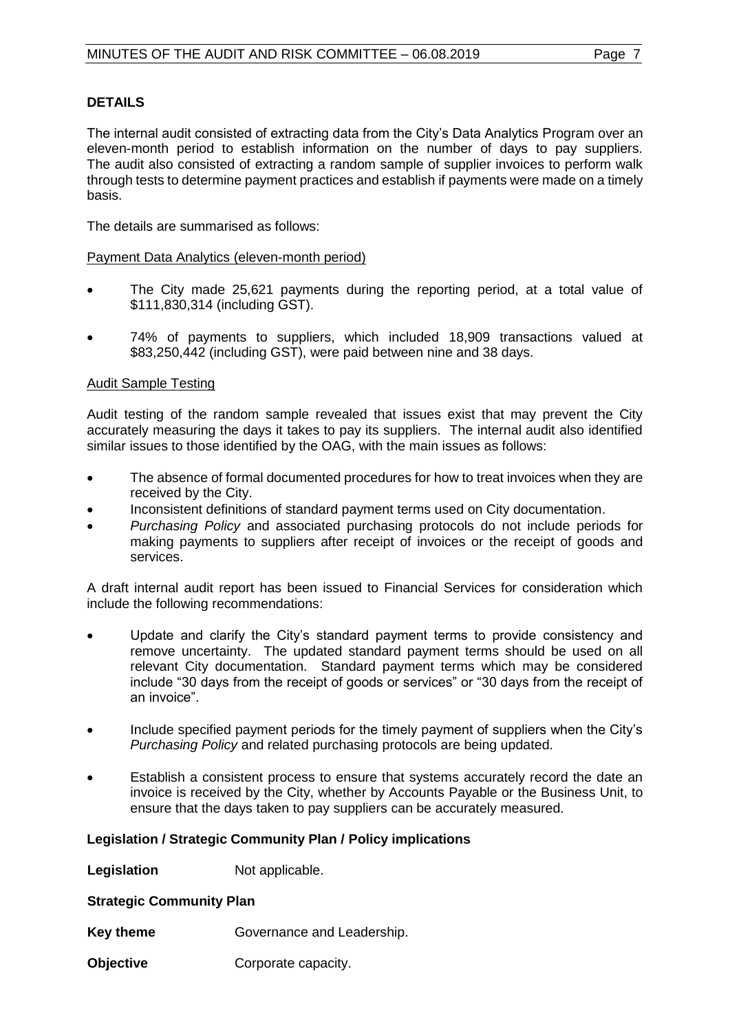## DETAILS

The internal audit consisted of extracting data from the City's Data Analytics Program over an eleven-month period to establish information on the number of days to pay suppliers. The audit also consisted of extracting a random sample of supplier invoices to perform walk through tests to determine payment practices and establish if payments were made on a timely basis.

The details are summarised as follows:

Payment Data Analytics (eleven-month period)

- The City made 25,621 payments during the reporting period, at a total value of $111,830,314 (including GST).
- 74% of payments to suppliers, which included 18,909 transactions valued at $83,250,442 (including GST), were paid between nine and 38 days.

Audit Sample Testing

Audit testing of the random sample revealed that issues exist that may prevent the City accurately measuring the days it takes to pay its suppliers. The internal audit also identified similar issues to those identified by the OAG, with the main issues as follows:

- The absence of formal documented procedures for how to treat invoices when they are received by the City.
- Inconsistent definitions of standard payment terms used on City documentation.
- *Purchasing Policy* and associated purchasing protocols do not include periods for making payments to suppliers after receipt of invoices or the receipt of goods and services.

A draft internal audit report has been issued to Financial Services for consideration which include the following recommendations:

- Update and clarify the City's standard payment terms to provide consistency and remove uncertainty. The updated standard payment terms should be used on all relevant City documentation. Standard payment terms which may be considered include "30 days from the receipt of goods or services" or "30 days from the receipt of an invoice".
- Include specified payment periods for the timely payment of suppliers when the City's *Purchasing Policy* and related purchasing protocols are being updated.
- Establish a consistent process to ensure that systems accurately record the date an invoice is received by the City, whether by Accounts Payable or the Business Unit, to ensure that the days taken to pay suppliers can be accurately measured.

### Legislation / Strategic Community Plan / Policy implications

**Legislation** Not applicable.

**Strategic Community Plan**

**Key theme** Governance and Leadership.

**Objective** Corporate capacity.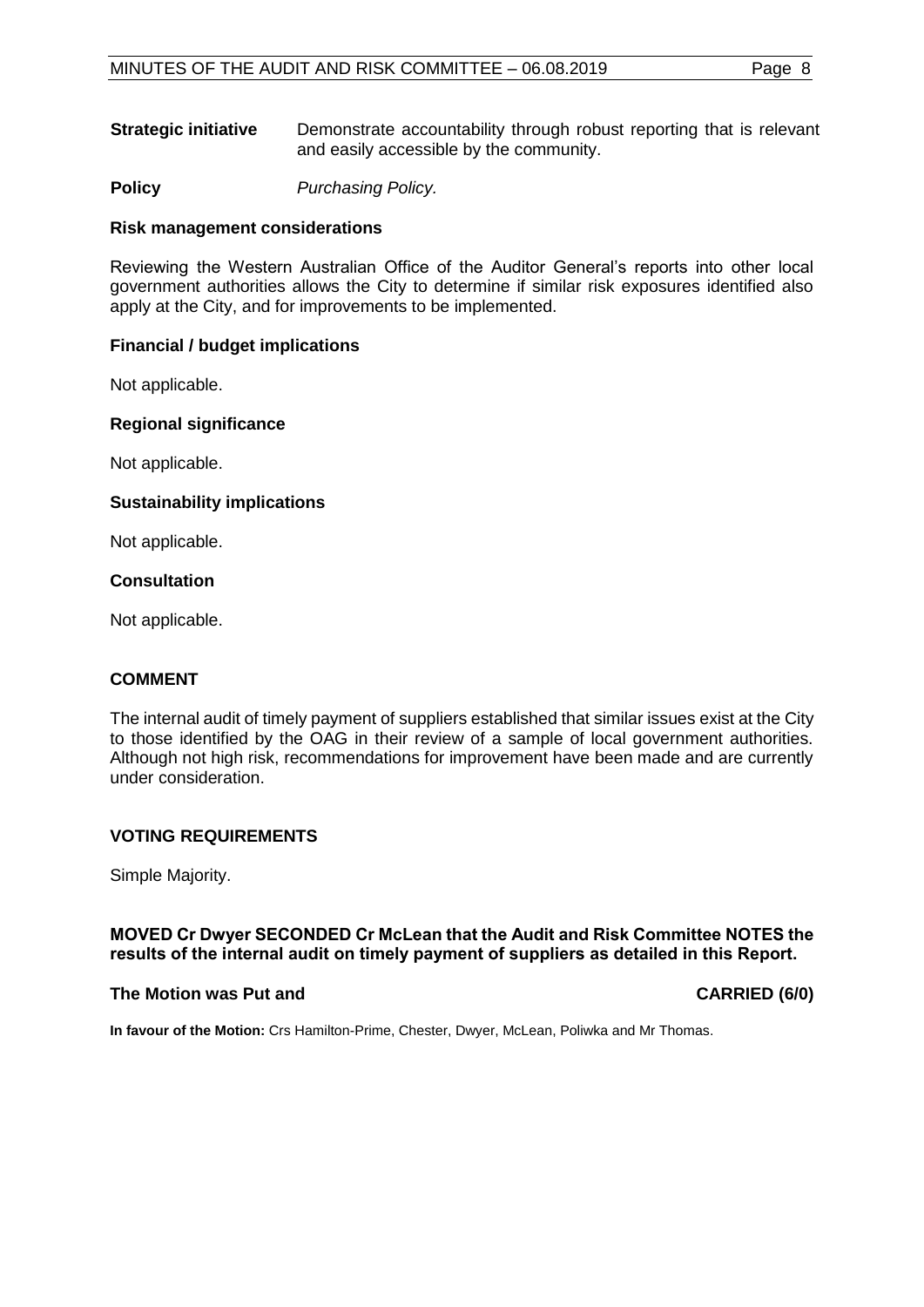**Strategic initiative** Demonstrate accountability through robust reporting that is relevant and easily accessible by the community.

**Policy** *Purchasing Policy.*

### Risk management considerations

Reviewing the Western Australian Office of the Auditor General's reports into other local government authorities allows the City to determine if similar risk exposures identified also apply at the City, and for improvements to be implemented.

### Financial / budget implications

Not applicable.

### Regional significance

Not applicable.

### Sustainability implications

Not applicable.

### Consultation

Not applicable.

## COMMENT

The internal audit of timely payment of suppliers established that similar issues exist at the City to those identified by the OAG in their review of a sample of local government authorities. Although not high risk, recommendations for improvement have been made and are currently under consideration.

## VOTING REQUIREMENTS

Simple Majority.

**MOVED Cr Dwyer SECONDED Cr McLean that the Audit and Risk Committee NOTES the results of the internal audit on timely payment of suppliers as detailed in this Report.**

**The Motion was Put and CARRIED (6/0)**

**In favour of the Motion:** Crs Hamilton-Prime, Chester, Dwyer, McLean, Poliwka and Mr Thomas.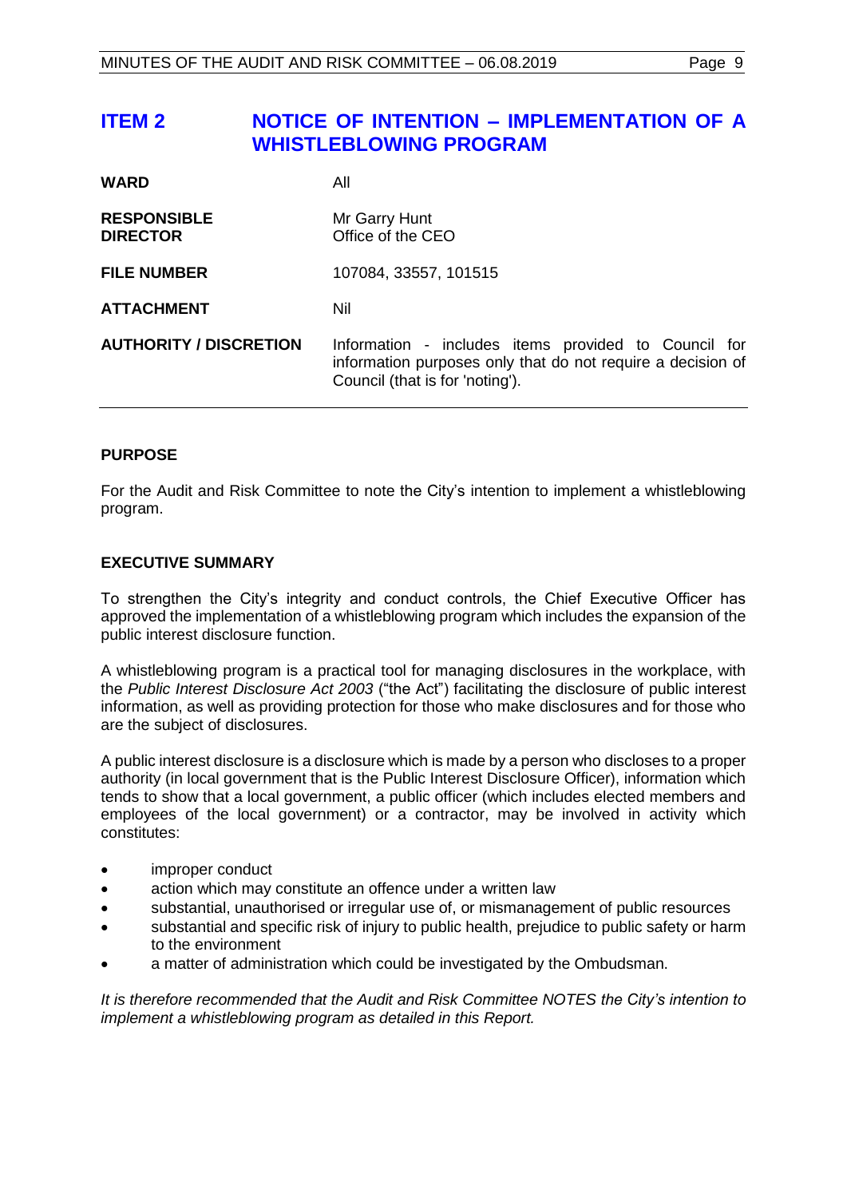# ITEM 2 NOTICE OF INTENTION – IMPLEMENTATION OF A WHISTLEBLOWING PROGRAM

| | |
|---|---|
| **WARD** | All |
| **RESPONSIBLE DIRECTOR** | Mr Garry Hunt<br>Office of the CEO |
| **FILE NUMBER** | 107084, 33557, 101515 |
| **ATTACHMENT** | Nil |
| **AUTHORITY / DISCRETION** | Information - includes items provided to Council for information purposes only that do not require a decision of Council (that is for 'noting'). |

## PURPOSE

For the Audit and Risk Committee to note the City's intention to implement a whistleblowing program.

## EXECUTIVE SUMMARY

To strengthen the City's integrity and conduct controls, the Chief Executive Officer has approved the implementation of a whistleblowing program which includes the expansion of the public interest disclosure function.

A whistleblowing program is a practical tool for managing disclosures in the workplace, with the *Public Interest Disclosure Act 2003* ("the Act") facilitating the disclosure of public interest information, as well as providing protection for those who make disclosures and for those who are the subject of disclosures.

A public interest disclosure is a disclosure which is made by a person who discloses to a proper authority (in local government that is the Public Interest Disclosure Officer), information which tends to show that a local government, a public officer (which includes elected members and employees of the local government) or a contractor, may be involved in activity which constitutes:

- improper conduct
- action which may constitute an offence under a written law
- substantial, unauthorised or irregular use of, or mismanagement of public resources
- substantial and specific risk of injury to public health, prejudice to public safety or harm to the environment
- a matter of administration which could be investigated by the Ombudsman.

*It is therefore recommended that the Audit and Risk Committee NOTES the City's intention to implement a whistleblowing program as detailed in this Report.*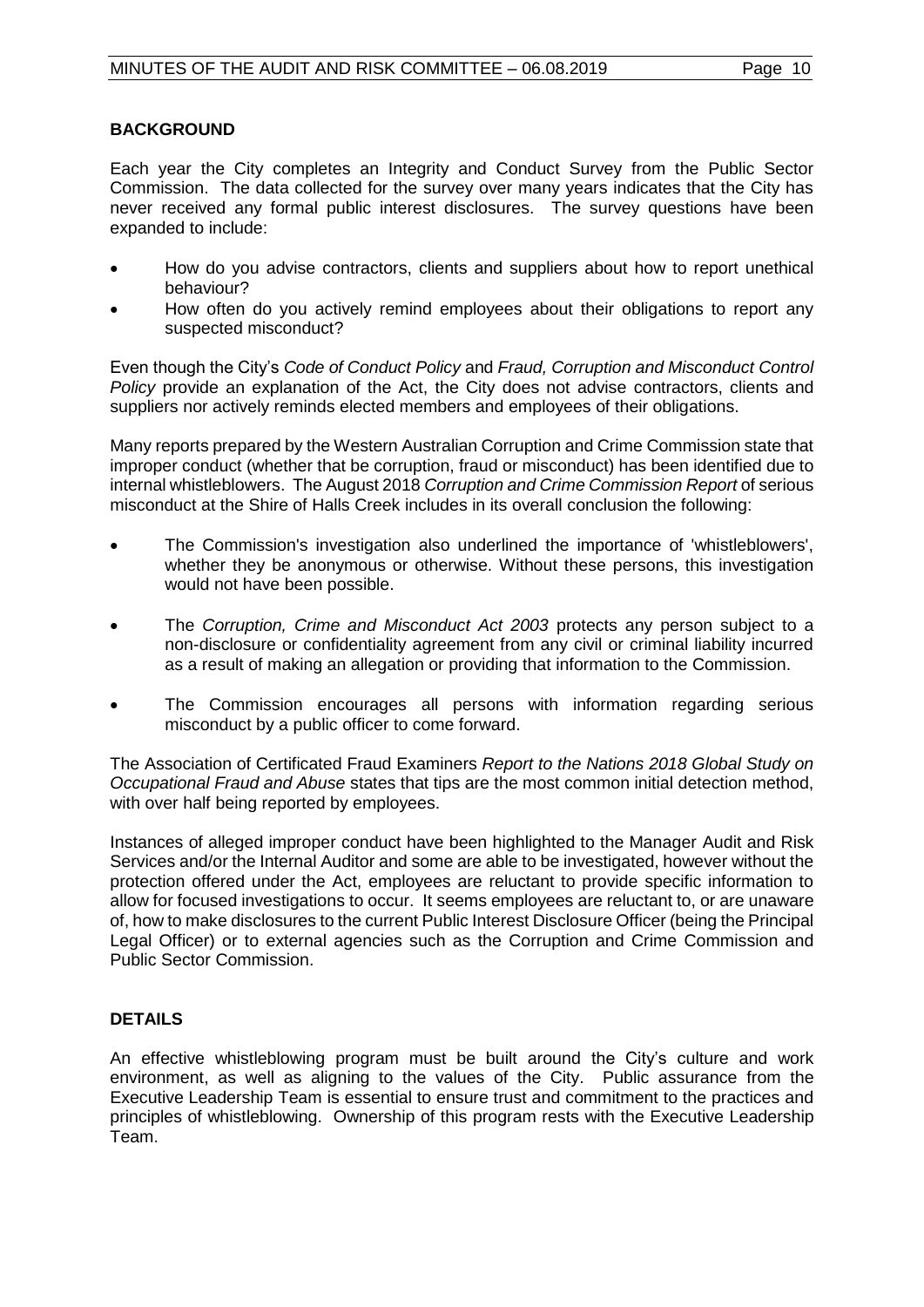## BACKGROUND

Each year the City completes an Integrity and Conduct Survey from the Public Sector Commission. The data collected for the survey over many years indicates that the City has never received any formal public interest disclosures. The survey questions have been expanded to include:

- How do you advise contractors, clients and suppliers about how to report unethical behaviour?
- How often do you actively remind employees about their obligations to report any suspected misconduct?

Even though the City's *Code of Conduct Policy* and *Fraud, Corruption and Misconduct Control Policy* provide an explanation of the Act, the City does not advise contractors, clients and suppliers nor actively reminds elected members and employees of their obligations.

Many reports prepared by the Western Australian Corruption and Crime Commission state that improper conduct (whether that be corruption, fraud or misconduct) has been identified due to internal whistleblowers. The August 2018 *Corruption and Crime Commission Report* of serious misconduct at the Shire of Halls Creek includes in its overall conclusion the following:

- The Commission's investigation also underlined the importance of 'whistleblowers', whether they be anonymous or otherwise. Without these persons, this investigation would not have been possible.
- The *Corruption, Crime and Misconduct Act 2003* protects any person subject to a non-disclosure or confidentiality agreement from any civil or criminal liability incurred as a result of making an allegation or providing that information to the Commission.
- The Commission encourages all persons with information regarding serious misconduct by a public officer to come forward.

The Association of Certificated Fraud Examiners *Report to the Nations 2018 Global Study on Occupational Fraud and Abuse* states that tips are the most common initial detection method, with over half being reported by employees.

Instances of alleged improper conduct have been highlighted to the Manager Audit and Risk Services and/or the Internal Auditor and some are able to be investigated, however without the protection offered under the Act, employees are reluctant to provide specific information to allow for focused investigations to occur. It seems employees are reluctant to, or are unaware of, how to make disclosures to the current Public Interest Disclosure Officer (being the Principal Legal Officer) or to external agencies such as the Corruption and Crime Commission and Public Sector Commission.

## DETAILS

An effective whistleblowing program must be built around the City's culture and work environment, as well as aligning to the values of the City. Public assurance from the Executive Leadership Team is essential to ensure trust and commitment to the practices and principles of whistleblowing. Ownership of this program rests with the Executive Leadership Team.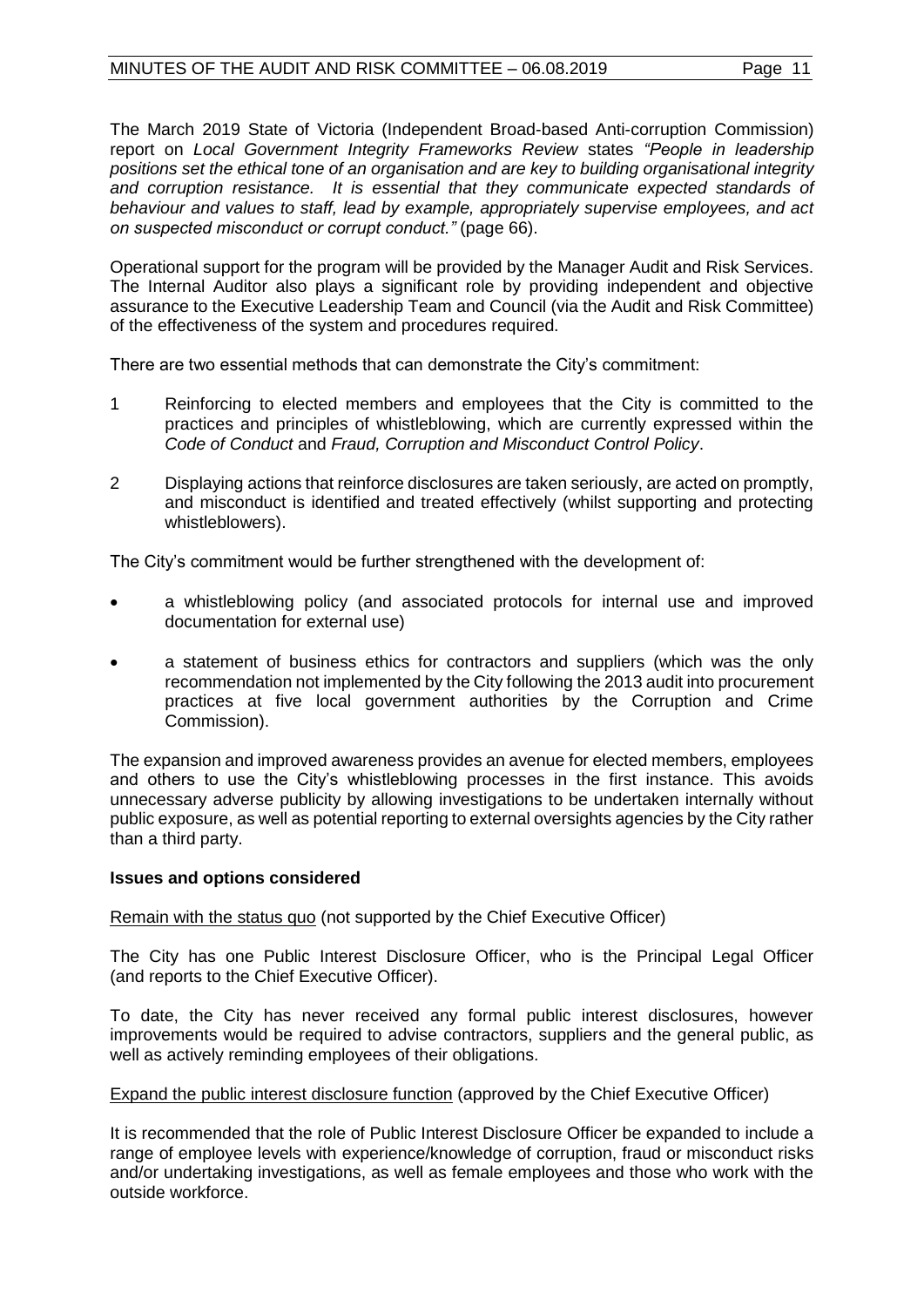The March 2019 State of Victoria (Independent Broad-based Anti-corruption Commission) report on *Local Government Integrity Frameworks Review* states *"People in leadership positions set the ethical tone of an organisation and are key to building organisational integrity and corruption resistance. It is essential that they communicate expected standards of behaviour and values to staff, lead by example, appropriately supervise employees, and act on suspected misconduct or corrupt conduct."* (page 66).

Operational support for the program will be provided by the Manager Audit and Risk Services. The Internal Auditor also plays a significant role by providing independent and objective assurance to the Executive Leadership Team and Council (via the Audit and Risk Committee) of the effectiveness of the system and procedures required.

There are two essential methods that can demonstrate the City's commitment:

1. Reinforcing to elected members and employees that the City is committed to the practices and principles of whistleblowing, which are currently expressed within the *Code of Conduct* and *Fraud, Corruption and Misconduct Control Policy*.
2. Displaying actions that reinforce disclosures are taken seriously, are acted on promptly, and misconduct is identified and treated effectively (whilst supporting and protecting whistleblowers).

The City's commitment would be further strengthened with the development of:

- a whistleblowing policy (and associated protocols for internal use and improved documentation for external use)
- a statement of business ethics for contractors and suppliers (which was the only recommendation not implemented by the City following the 2013 audit into procurement practices at five local government authorities by the Corruption and Crime Commission).

The expansion and improved awareness provides an avenue for elected members, employees and others to use the City's whistleblowing processes in the first instance. This avoids unnecessary adverse publicity by allowing investigations to be undertaken internally without public exposure, as well as potential reporting to external oversights agencies by the City rather than a third party.

**Issues and options considered**

Remain with the status quo (not supported by the Chief Executive Officer)

The City has one Public Interest Disclosure Officer, who is the Principal Legal Officer (and reports to the Chief Executive Officer).

To date, the City has never received any formal public interest disclosures, however improvements would be required to advise contractors, suppliers and the general public, as well as actively reminding employees of their obligations.

Expand the public interest disclosure function (approved by the Chief Executive Officer)

It is recommended that the role of Public Interest Disclosure Officer be expanded to include a range of employee levels with experience/knowledge of corruption, fraud or misconduct risks and/or undertaking investigations, as well as female employees and those who work with the outside workforce.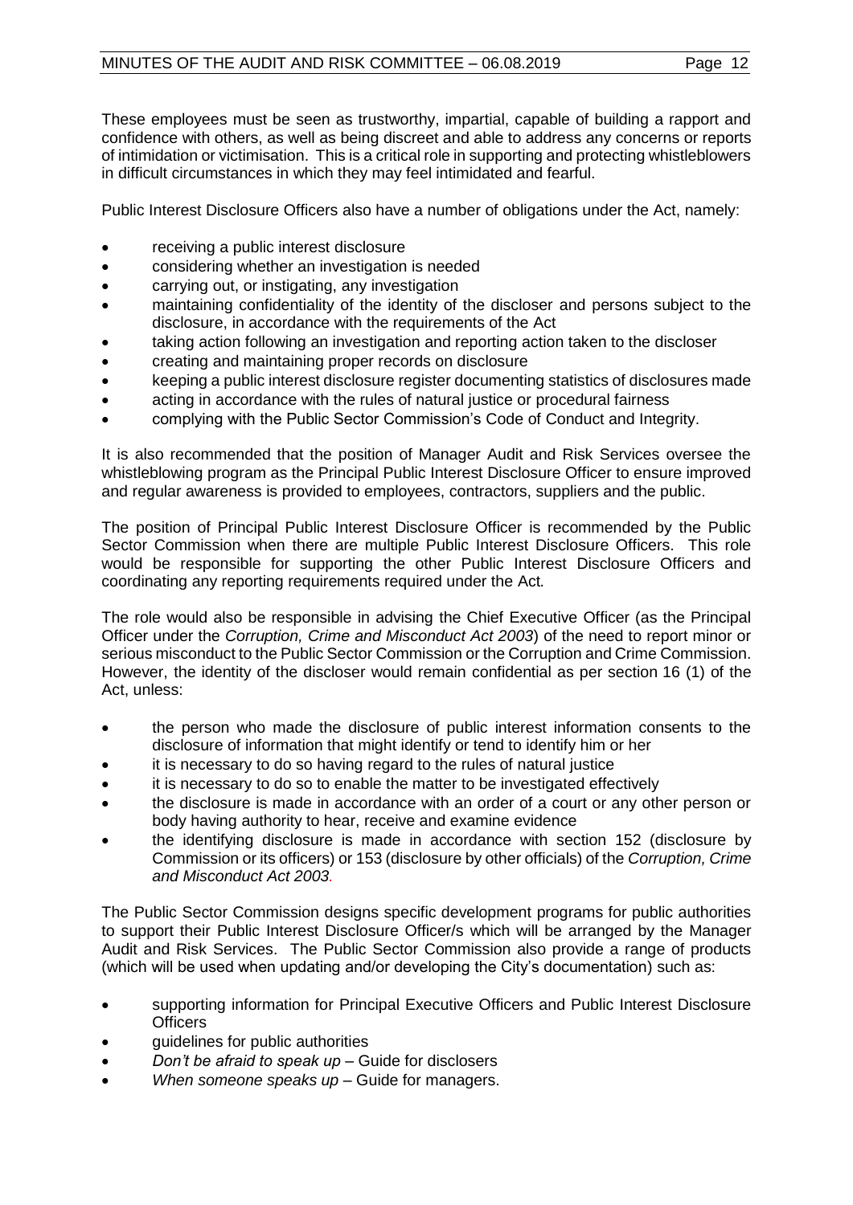These employees must be seen as trustworthy, impartial, capable of building a rapport and confidence with others, as well as being discreet and able to address any concerns or reports of intimidation or victimisation. This is a critical role in supporting and protecting whistleblowers in difficult circumstances in which they may feel intimidated and fearful.

Public Interest Disclosure Officers also have a number of obligations under the Act, namely:

- receiving a public interest disclosure
- considering whether an investigation is needed
- carrying out, or instigating, any investigation
- maintaining confidentiality of the identity of the discloser and persons subject to the disclosure, in accordance with the requirements of the Act
- taking action following an investigation and reporting action taken to the discloser
- creating and maintaining proper records on disclosure
- keeping a public interest disclosure register documenting statistics of disclosures made
- acting in accordance with the rules of natural justice or procedural fairness
- complying with the Public Sector Commission's Code of Conduct and Integrity.

It is also recommended that the position of Manager Audit and Risk Services oversee the whistleblowing program as the Principal Public Interest Disclosure Officer to ensure improved and regular awareness is provided to employees, contractors, suppliers and the public.

The position of Principal Public Interest Disclosure Officer is recommended by the Public Sector Commission when there are multiple Public Interest Disclosure Officers. This role would be responsible for supporting the other Public Interest Disclosure Officers and coordinating any reporting requirements required under the Act.

The role would also be responsible in advising the Chief Executive Officer (as the Principal Officer under the *Corruption, Crime and Misconduct Act 2003*) of the need to report minor or serious misconduct to the Public Sector Commission or the Corruption and Crime Commission. However, the identity of the discloser would remain confidential as per section 16 (1) of the Act, unless:

- the person who made the disclosure of public interest information consents to the disclosure of information that might identify or tend to identify him or her
- it is necessary to do so having regard to the rules of natural justice
- it is necessary to do so to enable the matter to be investigated effectively
- the disclosure is made in accordance with an order of a court or any other person or body having authority to hear, receive and examine evidence
- the identifying disclosure is made in accordance with section 152 (disclosure by Commission or its officers) or 153 (disclosure by other officials) of the *Corruption, Crime and Misconduct Act 2003.*

The Public Sector Commission designs specific development programs for public authorities to support their Public Interest Disclosure Officer/s which will be arranged by the Manager Audit and Risk Services. The Public Sector Commission also provide a range of products (which will be used when updating and/or developing the City's documentation) such as:

- supporting information for Principal Executive Officers and Public Interest Disclosure Officers
- guidelines for public authorities
- *Don't be afraid to speak up* – Guide for disclosers
- *When someone speaks up* – Guide for managers.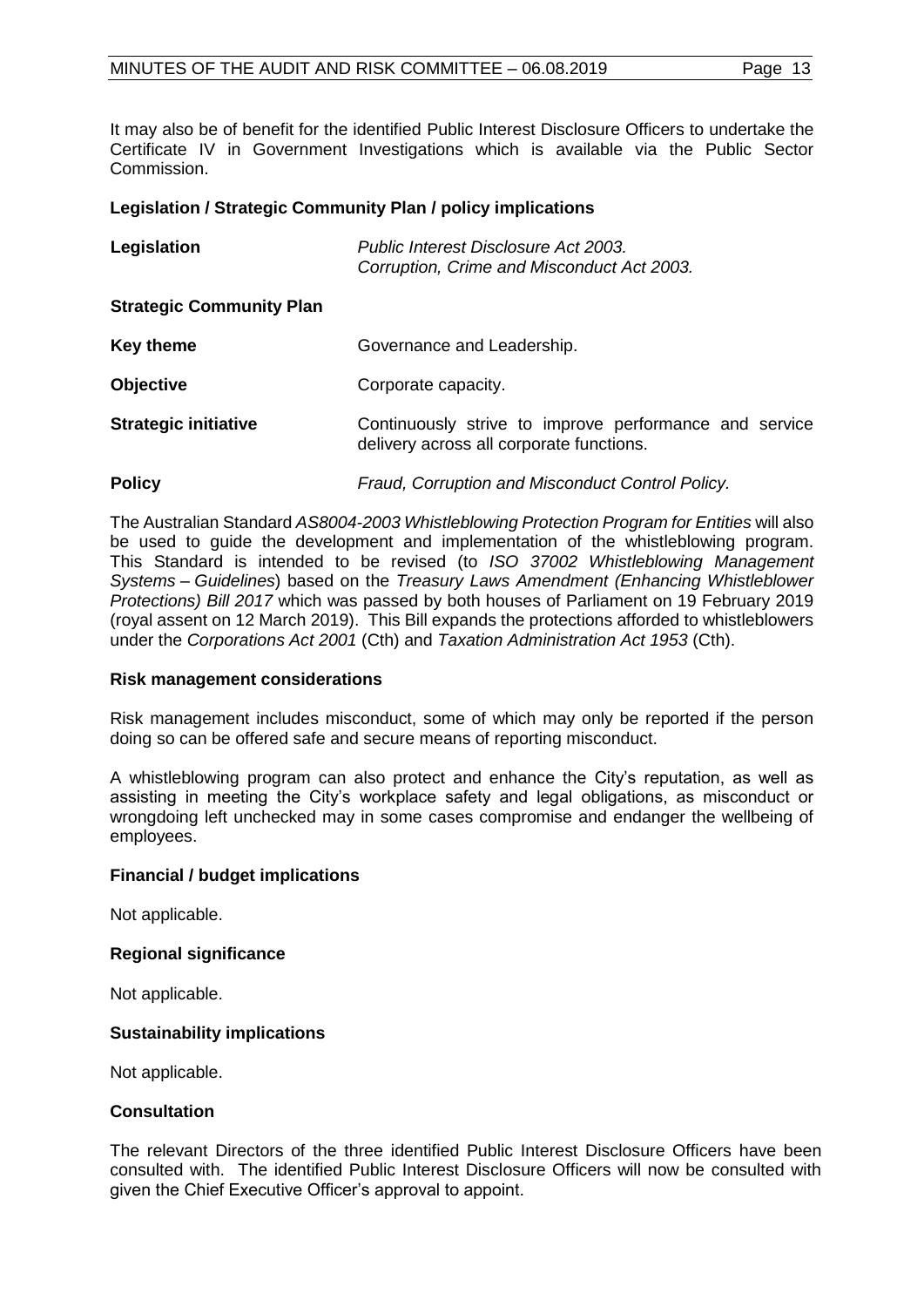It may also be of benefit for the identified Public Interest Disclosure Officers to undertake the Certificate IV in Government Investigations which is available via the Public Sector Commission.

**Legislation / Strategic Community Plan / policy implications**

| | |
|---|---|
| **Legislation** | *Public Interest Disclosure Act 2003.*<br>*Corruption, Crime and Misconduct Act 2003.* |
| **Strategic Community Plan** | |
| **Key theme** | Governance and Leadership. |
| **Objective** | Corporate capacity. |
| **Strategic initiative** | Continuously strive to improve performance and service delivery across all corporate functions. |
| **Policy** | *Fraud, Corruption and Misconduct Control Policy.* |

The Australian Standard *AS8004-2003 Whistleblowing Protection Program for Entities* will also be used to guide the development and implementation of the whistleblowing program. This Standard is intended to be revised (to *ISO 37002 Whistleblowing Management Systems – Guidelines*) based on the *Treasury Laws Amendment (Enhancing Whistleblower Protections) Bill 2017* which was passed by both houses of Parliament on 19 February 2019 (royal assent on 12 March 2019). This Bill expands the protections afforded to whistleblowers under the *Corporations Act 2001* (Cth) and *Taxation Administration Act 1953* (Cth).

**Risk management considerations**

Risk management includes misconduct, some of which may only be reported if the person doing so can be offered safe and secure means of reporting misconduct.

A whistleblowing program can also protect and enhance the City's reputation, as well as assisting in meeting the City's workplace safety and legal obligations, as misconduct or wrongdoing left unchecked may in some cases compromise and endanger the wellbeing of employees.

**Financial / budget implications**

Not applicable.

**Regional significance**

Not applicable.

**Sustainability implications**

Not applicable.

**Consultation**

The relevant Directors of the three identified Public Interest Disclosure Officers have been consulted with. The identified Public Interest Disclosure Officers will now be consulted with given the Chief Executive Officer's approval to appoint.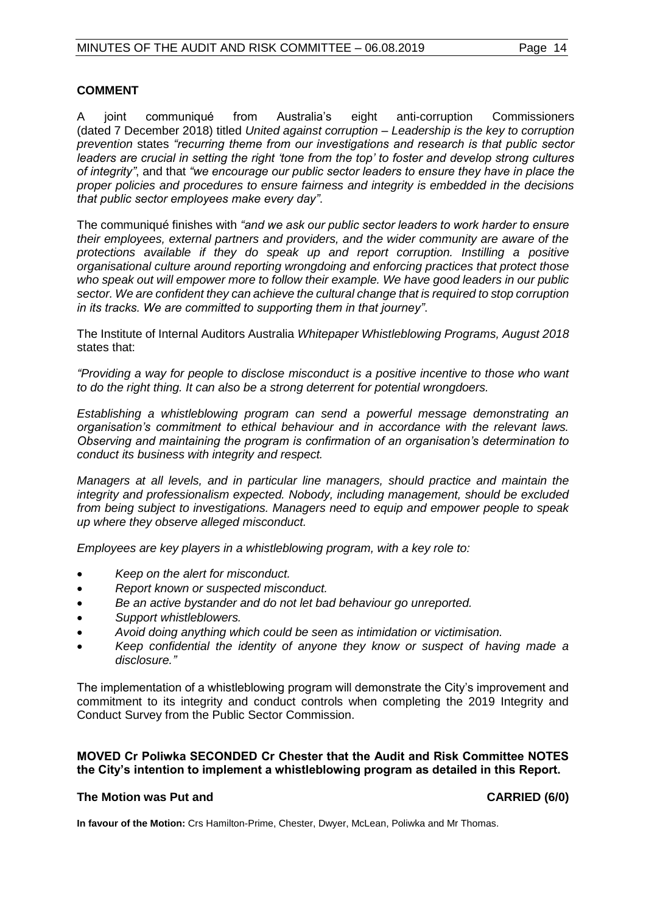**COMMENT**

A joint communiqué from Australia's eight anti-corruption Commissioners (dated 7 December 2018) titled *United against corruption – Leadership is the key to corruption prevention* states *"recurring theme from our investigations and research is that public sector leaders are crucial in setting the right 'tone from the top' to foster and develop strong cultures of integrity"*, and that *"we encourage our public sector leaders to ensure they have in place the proper policies and procedures to ensure fairness and integrity is embedded in the decisions that public sector employees make every day"*.

The communiqué finishes with *"and we ask our public sector leaders to work harder to ensure their employees, external partners and providers, and the wider community are aware of the protections available if they do speak up and report corruption. Instilling a positive organisational culture around reporting wrongdoing and enforcing practices that protect those who speak out will empower more to follow their example. We have good leaders in our public sector. We are confident they can achieve the cultural change that is required to stop corruption in its tracks. We are committed to supporting them in that journey"*.

The Institute of Internal Auditors Australia *Whitepaper Whistleblowing Programs, August 2018* states that:

*"Providing a way for people to disclose misconduct is a positive incentive to those who want to do the right thing. It can also be a strong deterrent for potential wrongdoers.*

*Establishing a whistleblowing program can send a powerful message demonstrating an organisation's commitment to ethical behaviour and in accordance with the relevant laws. Observing and maintaining the program is confirmation of an organisation's determination to conduct its business with integrity and respect.*

*Managers at all levels, and in particular line managers, should practice and maintain the integrity and professionalism expected. Nobody, including management, should be excluded from being subject to investigations. Managers need to equip and empower people to speak up where they observe alleged misconduct.*

*Employees are key players in a whistleblowing program, with a key role to:*

- *Keep on the alert for misconduct.*
- *Report known or suspected misconduct.*
- *Be an active bystander and do not let bad behaviour go unreported.*
- *Support whistleblowers.*
- *Avoid doing anything which could be seen as intimidation or victimisation.*
- *Keep confidential the identity of anyone they know or suspect of having made a disclosure."*

The implementation of a whistleblowing program will demonstrate the City's improvement and commitment to its integrity and conduct controls when completing the 2019 Integrity and Conduct Survey from the Public Sector Commission.

**MOVED Cr Poliwka SECONDED Cr Chester that the Audit and Risk Committee NOTES the City's intention to implement a whistleblowing program as detailed in this Report.**

**The Motion was Put and CARRIED (6/0)**

**In favour of the Motion:** Crs Hamilton-Prime, Chester, Dwyer, McLean, Poliwka and Mr Thomas.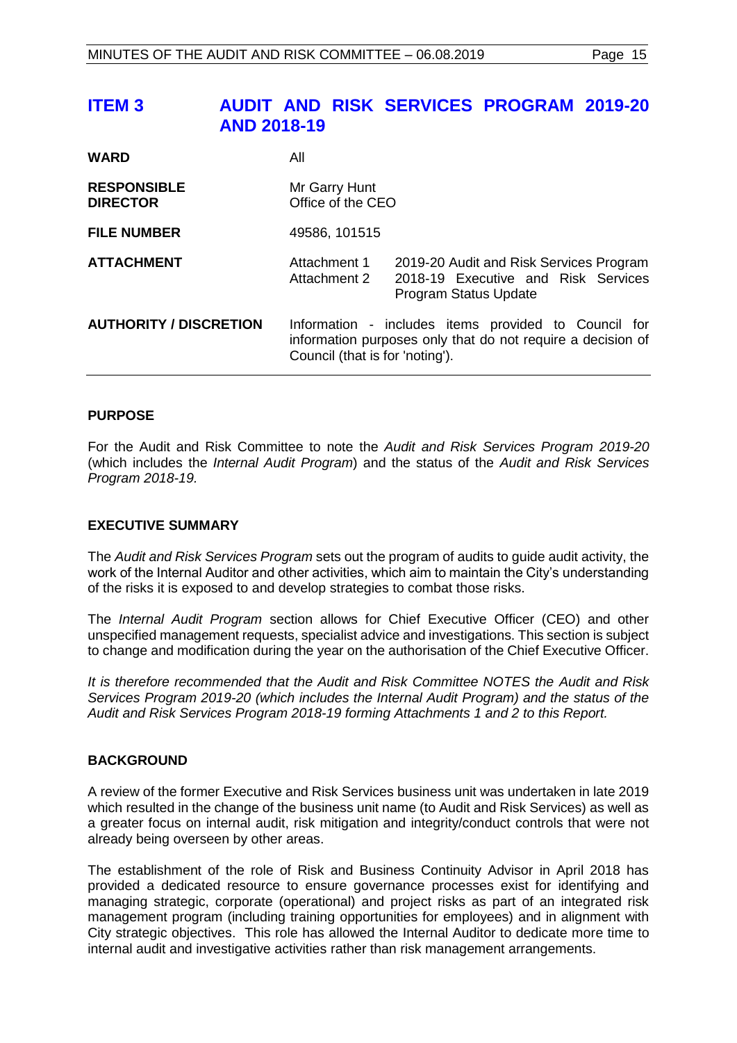# ITEM 3 AUDIT AND RISK SERVICES PROGRAM 2019-20 AND 2018-19

| | | |
|---|---|---|
| **WARD** | All | |
| **RESPONSIBLE DIRECTOR** | Mr Garry Hunt<br>Office of the CEO | |
| **FILE NUMBER** | 49586, 101515 | |
| **ATTACHMENT** | Attachment 1<br>Attachment 2 | 2019-20 Audit and Risk Services Program<br>2018-19 Executive and Risk Services Program Status Update |
| **AUTHORITY / DISCRETION** | Information - includes items provided to Council for information purposes only that do not require a decision of Council (that is for 'noting'). | |

## PURPOSE

For the Audit and Risk Committee to note the *Audit and Risk Services Program 2019-20* (which includes the *Internal Audit Program*) and the status of the *Audit and Risk Services Program 2018-19.*

## EXECUTIVE SUMMARY

The *Audit and Risk Services Program* sets out the program of audits to guide audit activity, the work of the Internal Auditor and other activities, which aim to maintain the City's understanding of the risks it is exposed to and develop strategies to combat those risks.

The *Internal Audit Program* section allows for Chief Executive Officer (CEO) and other unspecified management requests, specialist advice and investigations. This section is subject to change and modification during the year on the authorisation of the Chief Executive Officer.

*It is therefore recommended that the Audit and Risk Committee NOTES the Audit and Risk Services Program 2019-20 (which includes the Internal Audit Program) and the status of the Audit and Risk Services Program 2018-19 forming Attachments 1 and 2 to this Report.*

## BACKGROUND

A review of the former Executive and Risk Services business unit was undertaken in late 2019 which resulted in the change of the business unit name (to Audit and Risk Services) as well as a greater focus on internal audit, risk mitigation and integrity/conduct controls that were not already being overseen by other areas.

The establishment of the role of Risk and Business Continuity Advisor in April 2018 has provided a dedicated resource to ensure governance processes exist for identifying and managing strategic, corporate (operational) and project risks as part of an integrated risk management program (including training opportunities for employees) and in alignment with City strategic objectives. This role has allowed the Internal Auditor to dedicate more time to internal audit and investigative activities rather than risk management arrangements.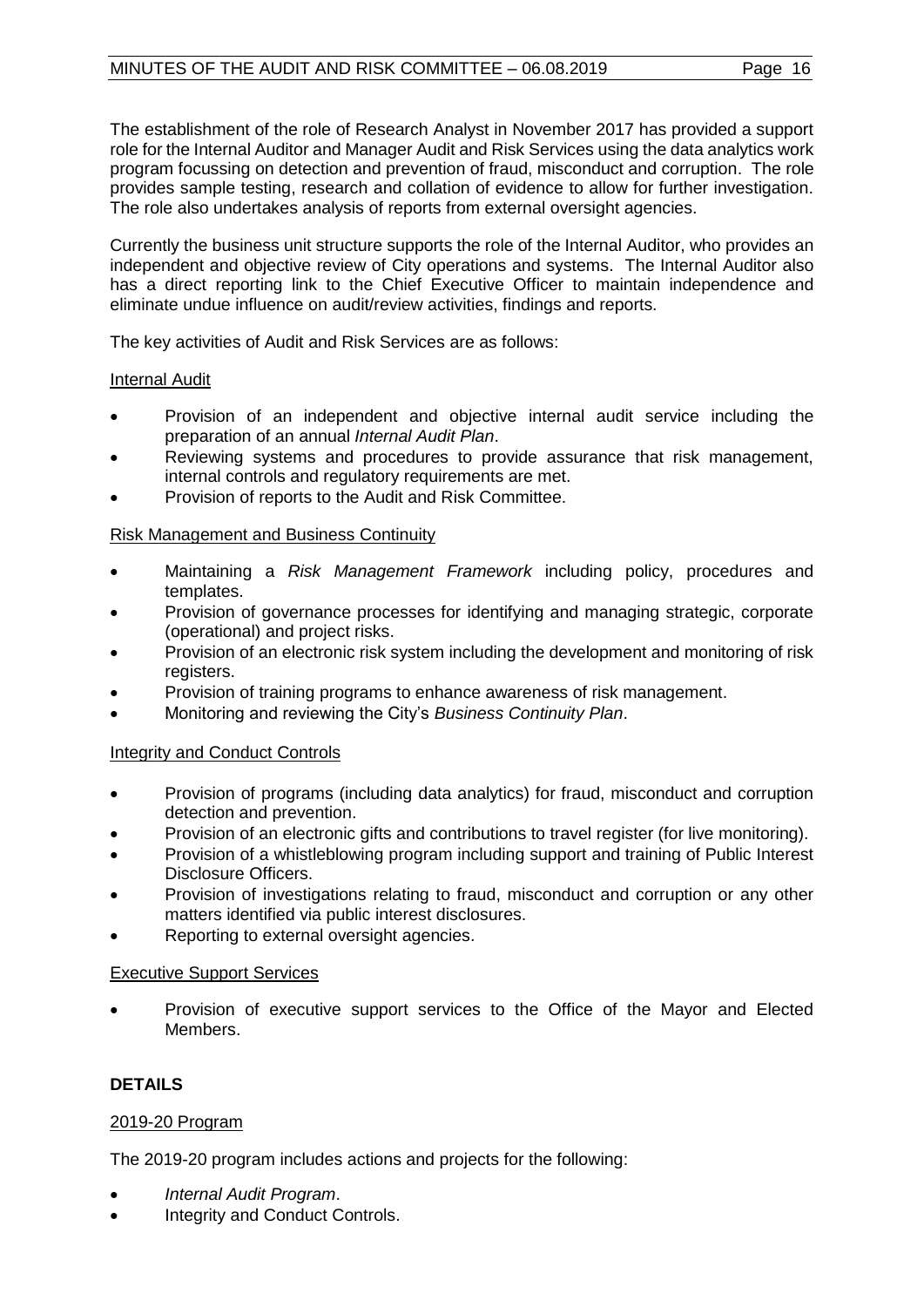The establishment of the role of Research Analyst in November 2017 has provided a support role for the Internal Auditor and Manager Audit and Risk Services using the data analytics work program focussing on detection and prevention of fraud, misconduct and corruption. The role provides sample testing, research and collation of evidence to allow for further investigation. The role also undertakes analysis of reports from external oversight agencies.

Currently the business unit structure supports the role of the Internal Auditor, who provides an independent and objective review of City operations and systems. The Internal Auditor also has a direct reporting link to the Chief Executive Officer to maintain independence and eliminate undue influence on audit/review activities, findings and reports.

The key activities of Audit and Risk Services are as follows:

<u>Internal Audit</u>

- Provision of an independent and objective internal audit service including the preparation of an annual *Internal Audit Plan*.
- Reviewing systems and procedures to provide assurance that risk management, internal controls and regulatory requirements are met.
- Provision of reports to the Audit and Risk Committee.

<u>Risk Management and Business Continuity</u>

- Maintaining a *Risk Management Framework* including policy, procedures and templates.
- Provision of governance processes for identifying and managing strategic, corporate (operational) and project risks.
- Provision of an electronic risk system including the development and monitoring of risk registers.
- Provision of training programs to enhance awareness of risk management.
- Monitoring and reviewing the City's *Business Continuity Plan*.

<u>Integrity and Conduct Controls</u>

- Provision of programs (including data analytics) for fraud, misconduct and corruption detection and prevention.
- Provision of an electronic gifts and contributions to travel register (for live monitoring).
- Provision of a whistleblowing program including support and training of Public Interest Disclosure Officers.
- Provision of investigations relating to fraud, misconduct and corruption or any other matters identified via public interest disclosures.
- Reporting to external oversight agencies.

<u>Executive Support Services</u>

- Provision of executive support services to the Office of the Mayor and Elected Members.

**DETAILS**

<u>2019-20 Program</u>

The 2019-20 program includes actions and projects for the following:

- *Internal Audit Program*.
- Integrity and Conduct Controls.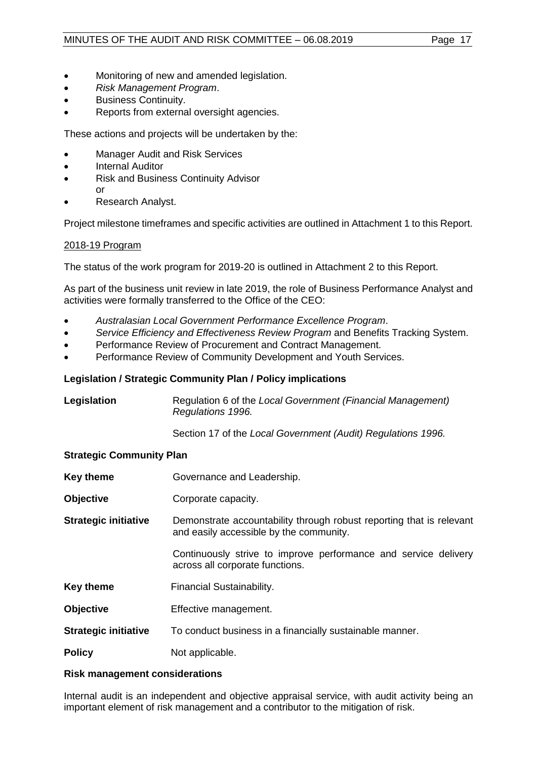- Monitoring of new and amended legislation.
- *Risk Management Program*.
- Business Continuity.
- Reports from external oversight agencies.

These actions and projects will be undertaken by the:

- Manager Audit and Risk Services
- Internal Auditor
- Risk and Business Continuity Advisor
  or
- Research Analyst.

Project milestone timeframes and specific activities are outlined in Attachment 1 to this Report.

2018-19 Program

The status of the work program for 2019-20 is outlined in Attachment 2 to this Report.

As part of the business unit review in late 2019, the role of Business Performance Analyst and activities were formally transferred to the Office of the CEO:

- *Australasian Local Government Performance Excellence Program*.
- *Service Efficiency and Effectiveness Review Program* and Benefits Tracking System.
- Performance Review of Procurement and Contract Management.
- Performance Review of Community Development and Youth Services.

**Legislation / Strategic Community Plan / Policy implications**

**Legislation** Regulation 6 of the *Local Government (Financial Management) Regulations 1996.*

Section 17 of the *Local Government (Audit) Regulations 1996.*

**Strategic Community Plan**

**Key theme** Governance and Leadership.

**Objective** Corporate capacity.

**Strategic initiative** Demonstrate accountability through robust reporting that is relevant and easily accessible by the community.

Continuously strive to improve performance and service delivery across all corporate functions.

**Key theme** Financial Sustainability.

**Objective** Effective management.

**Strategic initiative** To conduct business in a financially sustainable manner.

**Policy** Not applicable.

**Risk management considerations**

Internal audit is an independent and objective appraisal service, with audit activity being an important element of risk management and a contributor to the mitigation of risk.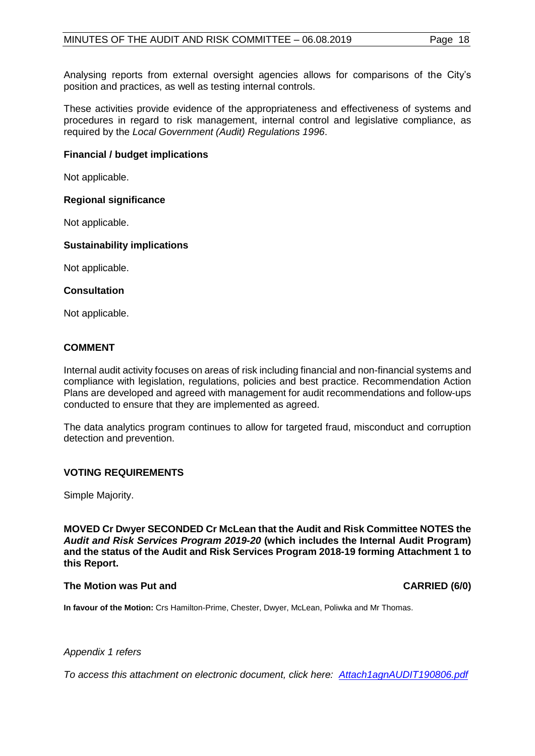Analysing reports from external oversight agencies allows for comparisons of the City's position and practices, as well as testing internal controls.

These activities provide evidence of the appropriateness and effectiveness of systems and procedures in regard to risk management, internal control and legislative compliance, as required by the *Local Government (Audit) Regulations 1996*.

**Financial / budget implications**

Not applicable.

**Regional significance**

Not applicable.

**Sustainability implications**

Not applicable.

**Consultation**

Not applicable.

## COMMENT

Internal audit activity focuses on areas of risk including financial and non-financial systems and compliance with legislation, regulations, policies and best practice. Recommendation Action Plans are developed and agreed with management for audit recommendations and follow-ups conducted to ensure that they are implemented as agreed.

The data analytics program continues to allow for targeted fraud, misconduct and corruption detection and prevention.

## VOTING REQUIREMENTS

Simple Majority.

**MOVED Cr Dwyer SECONDED Cr McLean that the Audit and Risk Committee NOTES the *Audit and Risk Services Program 2019-20* (which includes the Internal Audit Program) and the status of the Audit and Risk Services Program 2018-19 forming Attachment 1 to this Report.**

**The Motion was Put and CARRIED (6/0)**

**In favour of the Motion:** Crs Hamilton-Prime, Chester, Dwyer, McLean, Poliwka and Mr Thomas.

*Appendix 1 refers*

*To access this attachment on electronic document, click here: Attach1agnAUDIT190806.pdf*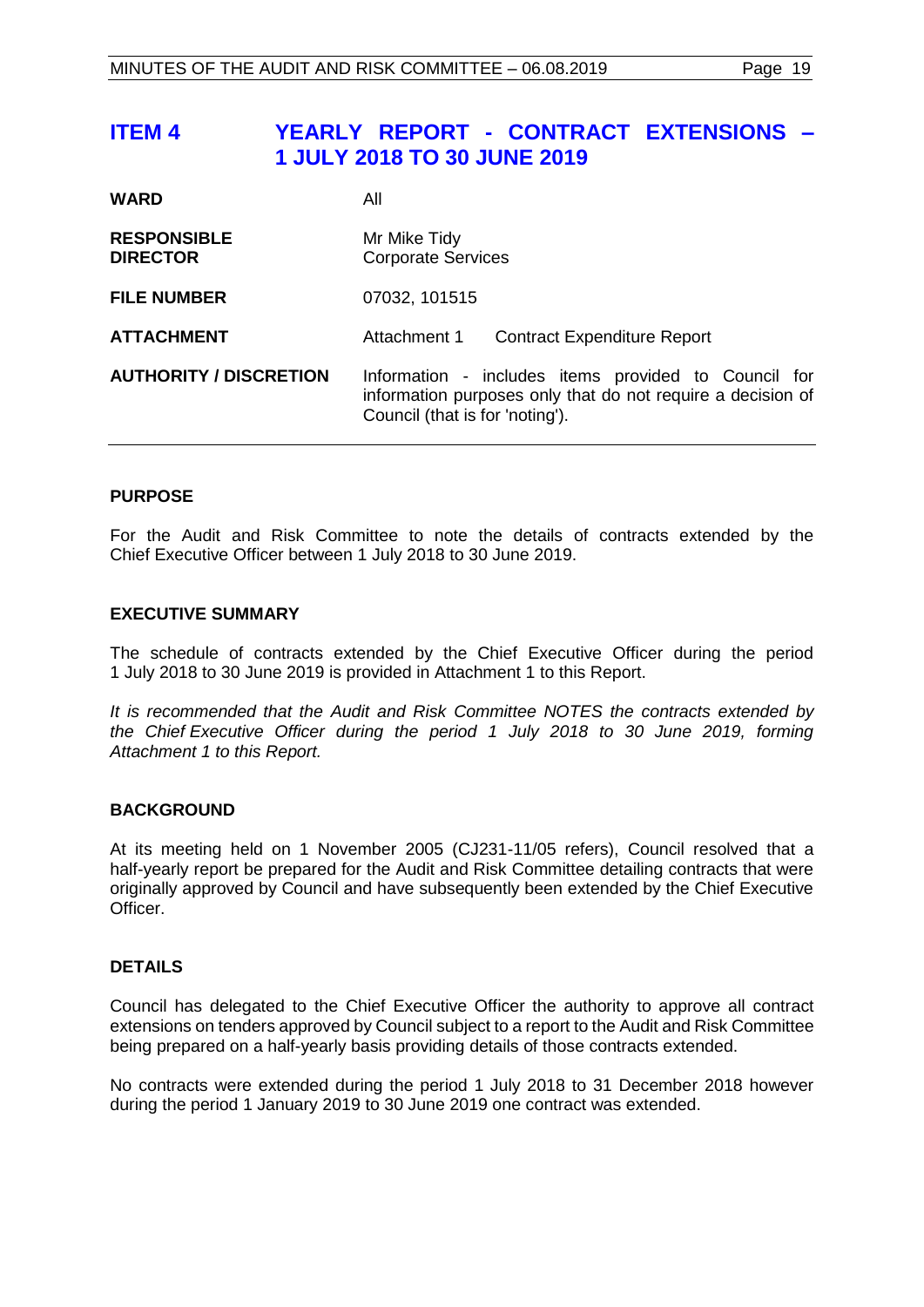# ITEM 4 YEARLY REPORT - CONTRACT EXTENSIONS – 1 JULY 2018 TO 30 JUNE 2019

| | |
|---|---|
| **WARD** | All |
| **RESPONSIBLE DIRECTOR** | Mr Mike Tidy<br>Corporate Services |
| **FILE NUMBER** | 07032, 101515 |
| **ATTACHMENT** | Attachment 1 Contract Expenditure Report |
| **AUTHORITY / DISCRETION** | Information - includes items provided to Council for information purposes only that do not require a decision of Council (that is for 'noting'). |

## PURPOSE

For the Audit and Risk Committee to note the details of contracts extended by the Chief Executive Officer between 1 July 2018 to 30 June 2019.

## EXECUTIVE SUMMARY

The schedule of contracts extended by the Chief Executive Officer during the period 1 July 2018 to 30 June 2019 is provided in Attachment 1 to this Report.

*It is recommended that the Audit and Risk Committee NOTES the contracts extended by the Chief Executive Officer during the period 1 July 2018 to 30 June 2019, forming Attachment 1 to this Report.*

## BACKGROUND

At its meeting held on 1 November 2005 (CJ231-11/05 refers), Council resolved that a half-yearly report be prepared for the Audit and Risk Committee detailing contracts that were originally approved by Council and have subsequently been extended by the Chief Executive Officer.

## DETAILS

Council has delegated to the Chief Executive Officer the authority to approve all contract extensions on tenders approved by Council subject to a report to the Audit and Risk Committee being prepared on a half-yearly basis providing details of those contracts extended.

No contracts were extended during the period 1 July 2018 to 31 December 2018 however during the period 1 January 2019 to 30 June 2019 one contract was extended.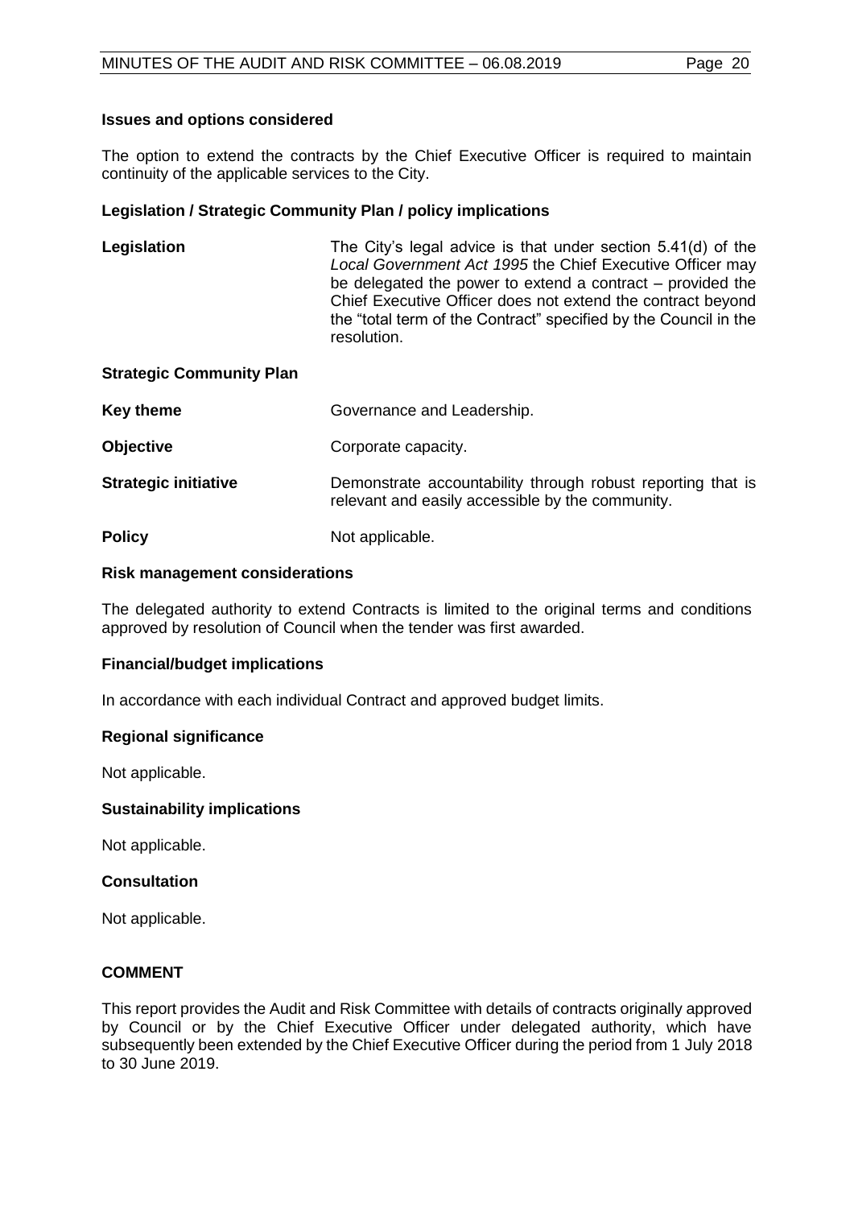**Issues and options considered**

The option to extend the contracts by the Chief Executive Officer is required to maintain continuity of the applicable services to the City.

**Legislation / Strategic Community Plan / policy implications**

| | |
|---|---|
| **Legislation** | The City's legal advice is that under section 5.41(d) of the *Local Government Act 1995* the Chief Executive Officer may be delegated the power to extend a contract – provided the Chief Executive Officer does not extend the contract beyond the "total term of the Contract" specified by the Council in the resolution. |
| **Strategic Community Plan** | |
| **Key theme** | Governance and Leadership. |
| **Objective** | Corporate capacity. |
| **Strategic initiative** | Demonstrate accountability through robust reporting that is relevant and easily accessible by the community. |
| **Policy** | Not applicable. |

**Risk management considerations**

The delegated authority to extend Contracts is limited to the original terms and conditions approved by resolution of Council when the tender was first awarded.

**Financial/budget implications**

In accordance with each individual Contract and approved budget limits.

**Regional significance**

Not applicable.

**Sustainability implications**

Not applicable.

**Consultation**

Not applicable.

**COMMENT**

This report provides the Audit and Risk Committee with details of contracts originally approved by Council or by the Chief Executive Officer under delegated authority, which have subsequently been extended by the Chief Executive Officer during the period from 1 July 2018 to 30 June 2019.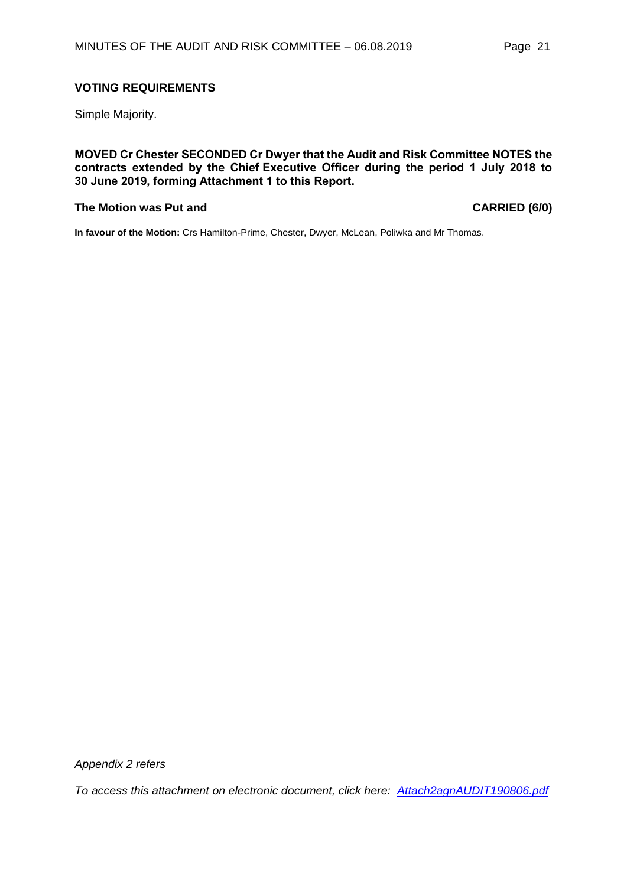### VOTING REQUIREMENTS

Simple Majority.

**MOVED Cr Chester SECONDED Cr Dwyer that the Audit and Risk Committee NOTES the contracts extended by the Chief Executive Officer during the period 1 July 2018 to 30 June 2019, forming Attachment 1 to this Report.**

**The Motion was Put and CARRIED (6/0)**

**In favour of the Motion:** Crs Hamilton-Prime, Chester, Dwyer, McLean, Poliwka and Mr Thomas.

*Appendix 2 refers*

*To access this attachment on electronic document, click here: Attach2agnAUDIT190806.pdf*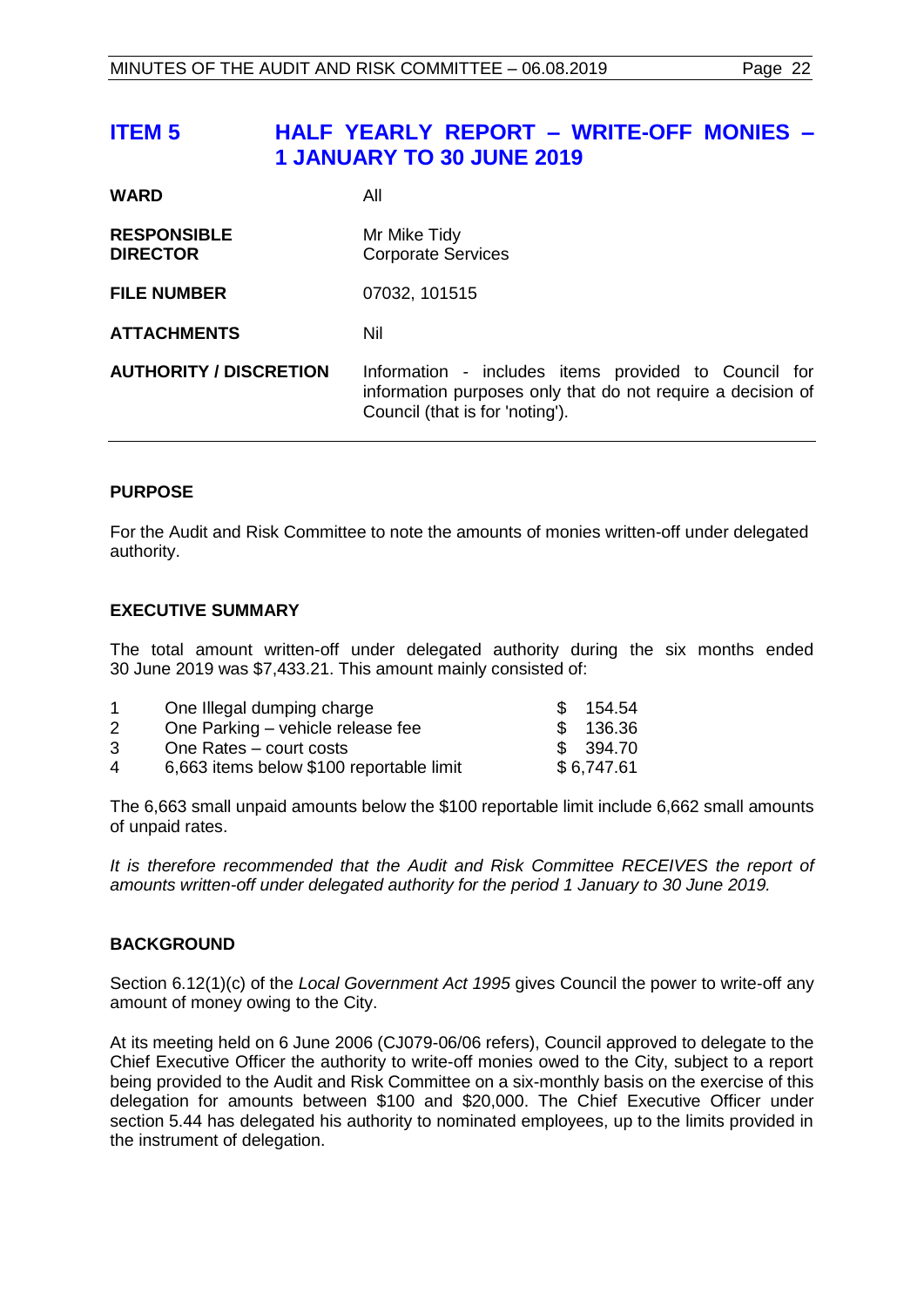## ITEM 5 HALF YEARLY REPORT – WRITE-OFF MONIES – 1 JANUARY TO 30 JUNE 2019

| | |
|---|---|
| **WARD** | All |
| **RESPONSIBLE DIRECTOR** | Mr Mike Tidy<br>Corporate Services |
| **FILE NUMBER** | 07032, 101515 |
| **ATTACHMENTS** | Nil |
| **AUTHORITY / DISCRETION** | Information - includes items provided to Council for information purposes only that do not require a decision of Council (that is for 'noting'). |

### PURPOSE

For the Audit and Risk Committee to note the amounts of monies written-off under delegated authority.

### EXECUTIVE SUMMARY

The total amount written-off under delegated authority during the six months ended 30 June 2019 was $7,433.21. This amount mainly consisted of:

| | | |
|---|---|---|
| 1 | One Illegal dumping charge | $ 154.54 |
| 2 | One Parking – vehicle release fee | $ 136.36 |
| 3 | One Rates – court costs | $ 394.70 |
| 4 | 6,663 items below $100 reportable limit | $ 6,747.61 |

The 6,663 small unpaid amounts below the $100 reportable limit include 6,662 small amounts of unpaid rates.

*It is therefore recommended that the Audit and Risk Committee RECEIVES the report of amounts written-off under delegated authority for the period 1 January to 30 June 2019.*

### BACKGROUND

Section 6.12(1)(c) of the *Local Government Act 1995* gives Council the power to write-off any amount of money owing to the City.

At its meeting held on 6 June 2006 (CJ079-06/06 refers), Council approved to delegate to the Chief Executive Officer the authority to write-off monies owed to the City, subject to a report being provided to the Audit and Risk Committee on a six-monthly basis on the exercise of this delegation for amounts between $100 and $20,000. The Chief Executive Officer under section 5.44 has delegated his authority to nominated employees, up to the limits provided in the instrument of delegation.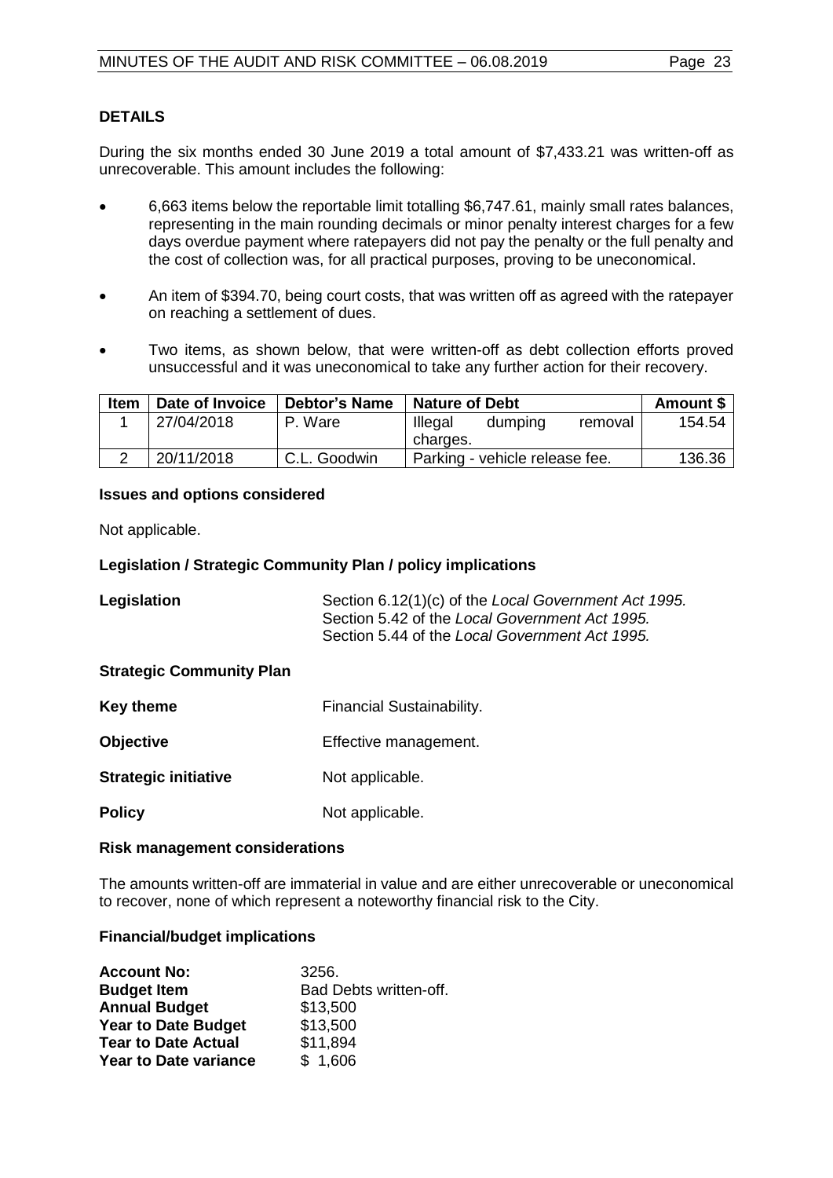## DETAILS

During the six months ended 30 June 2019 a total amount of $7,433.21 was written-off as unrecoverable. This amount includes the following:

- 6,663 items below the reportable limit totalling $6,747.61, mainly small rates balances, representing in the main rounding decimals or minor penalty interest charges for a few days overdue payment where ratepayers did not pay the penalty or the full penalty and the cost of collection was, for all practical purposes, proving to be uneconomical.
- An item of $394.70, being court costs, that was written off as agreed with the ratepayer on reaching a settlement of dues.
- Two items, as shown below, that were written-off as debt collection efforts proved unsuccessful and it was uneconomical to take any further action for their recovery.

| Item | Date of Invoice | Debtor's Name | Nature of Debt | Amount $ |
|---|---|---|---|---|
| 1 | 27/04/2018 | P. Ware | Illegal dumping removal charges. | 154.54 |
| 2 | 20/11/2018 | C.L. Goodwin | Parking - vehicle release fee. | 136.36 |

### Issues and options considered

Not applicable.

### Legislation / Strategic Community Plan / policy implications

**Legislation** Section 6.12(1)(c) of the *Local Government Act 1995.*
Section 5.42 of the *Local Government Act 1995.*
Section 5.44 of the *Local Government Act 1995.*

**Strategic Community Plan**

**Key theme** Financial Sustainability.

**Objective** Effective management.

**Strategic initiative** Not applicable.

**Policy** Not applicable.

### Risk management considerations

The amounts written-off are immaterial in value and are either unrecoverable or uneconomical to recover, none of which represent a noteworthy financial risk to the City.

### Financial/budget implications

| | |
|---|---|
| **Account No:** | 3256. |
| **Budget Item** | Bad Debts written-off. |
| **Annual Budget** | $13,500 |
| **Year to Date Budget** | $13,500 |
| **Tear to Date Actual** | $11,894 |
| **Year to Date variance** | $ 1,606 |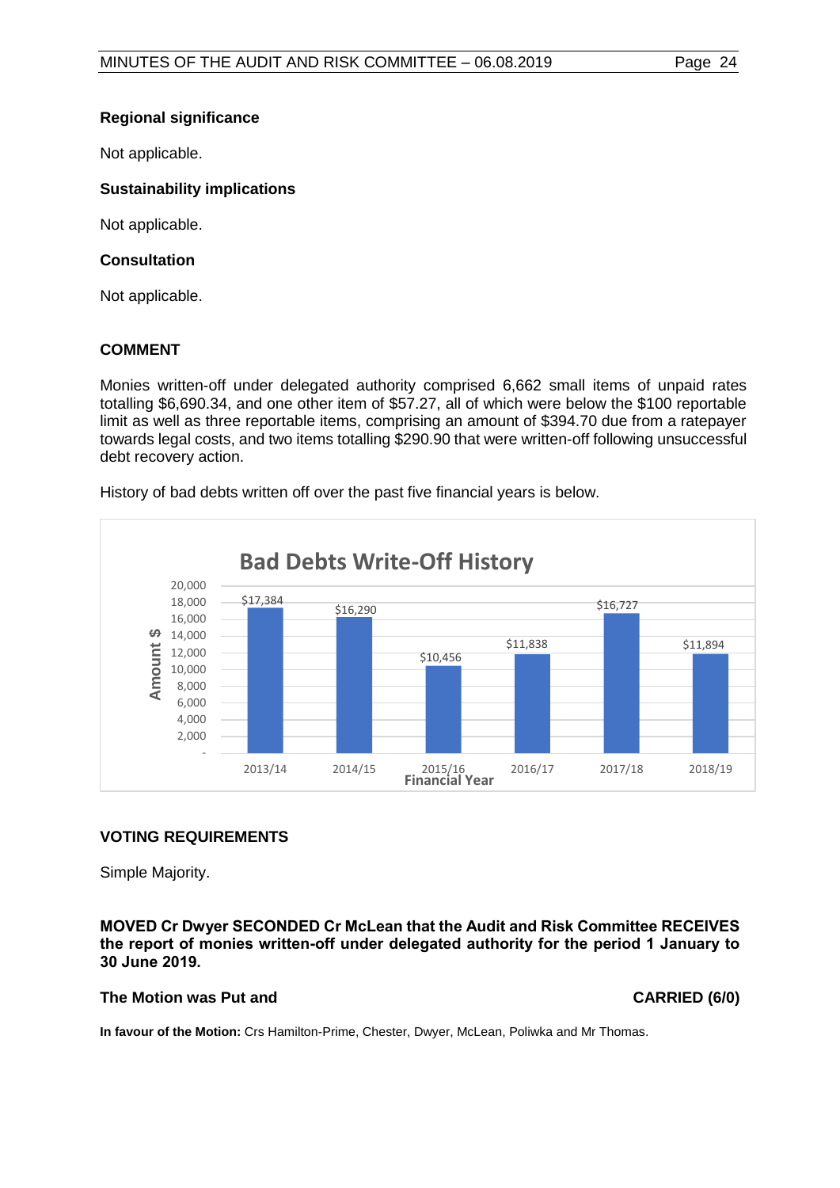**Regional significance**

Not applicable.

**Sustainability implications**

Not applicable.

**Consultation**

Not applicable.

## COMMENT

Monies written-off under delegated authority comprised 6,662 small items of unpaid rates totalling $6,690.34, and one other item of $57.27, all of which were below the $100 reportable limit as well as three reportable items, comprising an amount of $394.70 due from a ratepayer towards legal costs, and two items totalling $290.90 that were written-off following unsuccessful debt recovery action.

History of bad debts written off over the past five financial years is below.

**Bad Debts Write-Off History**

| Financial Year | Amount $ |
| --- | --- |
| 2013/14 | $17,384 |
| 2014/15 | $16,290 |
| 2015/16 | $10,456 |
| 2016/17 | $11,838 |
| 2017/18 | $16,727 |
| 2018/19 | $11,894 |

## VOTING REQUIREMENTS

Simple Majority.

**MOVED Cr Dwyer SECONDED Cr McLean that the Audit and Risk Committee RECEIVES the report of monies written-off under delegated authority for the period 1 January to 30 June 2019.**

**The Motion was Put and CARRIED (6/0)**

**In favour of the Motion:** Crs Hamilton-Prime, Chester, Dwyer, McLean, Poliwka and Mr Thomas.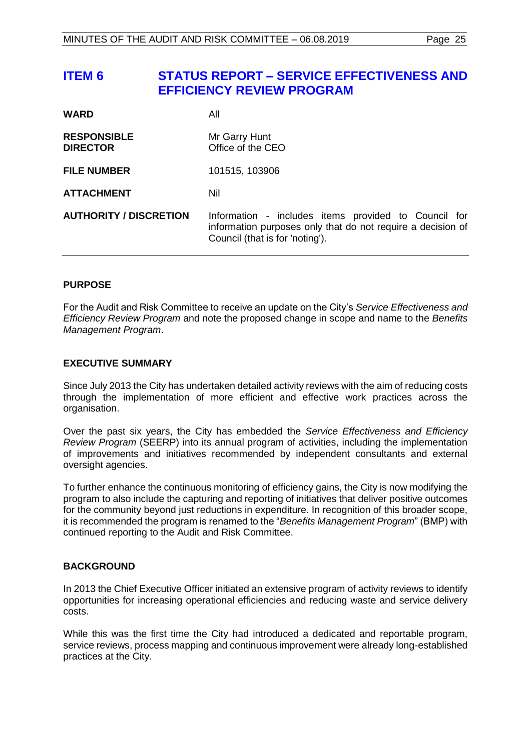# ITEM 6 STATUS REPORT – SERVICE EFFECTIVENESS AND EFFICIENCY REVIEW PROGRAM

| | |
|---|---|
| **WARD** | All |
| **RESPONSIBLE DIRECTOR** | Mr Garry Hunt<br>Office of the CEO |
| **FILE NUMBER** | 101515, 103906 |
| **ATTACHMENT** | Nil |
| **AUTHORITY / DISCRETION** | Information - includes items provided to Council for information purposes only that do not require a decision of Council (that is for 'noting'). |

## PURPOSE

For the Audit and Risk Committee to receive an update on the City's *Service Effectiveness and Efficiency Review Program* and note the proposed change in scope and name to the *Benefits Management Program*.

## EXECUTIVE SUMMARY

Since July 2013 the City has undertaken detailed activity reviews with the aim of reducing costs through the implementation of more efficient and effective work practices across the organisation.

Over the past six years, the City has embedded the *Service Effectiveness and Efficiency Review Program* (SEERP) into its annual program of activities, including the implementation of improvements and initiatives recommended by independent consultants and external oversight agencies.

To further enhance the continuous monitoring of efficiency gains, the City is now modifying the program to also include the capturing and reporting of initiatives that deliver positive outcomes for the community beyond just reductions in expenditure. In recognition of this broader scope, it is recommended the program is renamed to the "*Benefits Management Program*" (BMP) with continued reporting to the Audit and Risk Committee.

## BACKGROUND

In 2013 the Chief Executive Officer initiated an extensive program of activity reviews to identify opportunities for increasing operational efficiencies and reducing waste and service delivery costs.

While this was the first time the City had introduced a dedicated and reportable program, service reviews, process mapping and continuous improvement were already long-established practices at the City.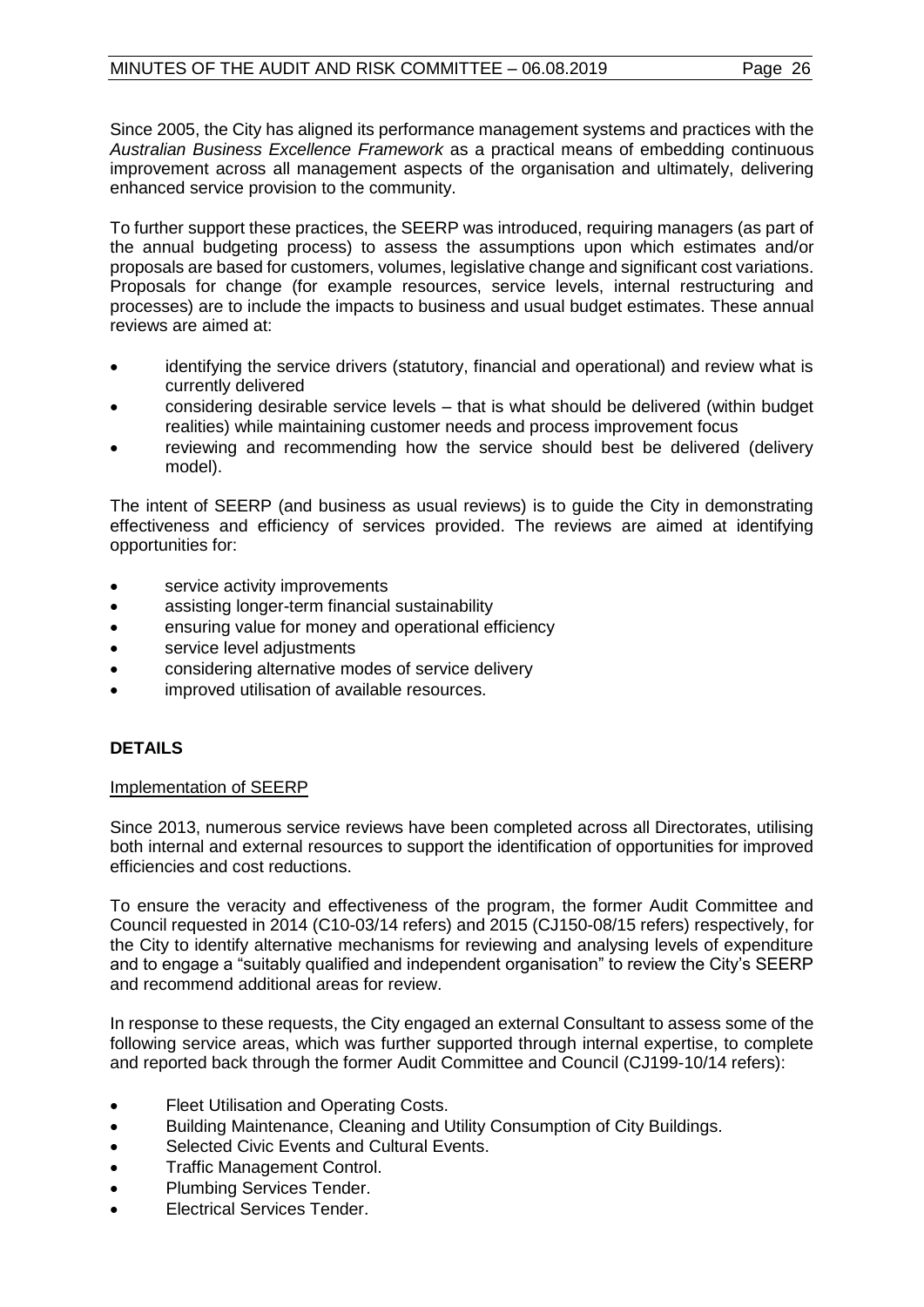Since 2005, the City has aligned its performance management systems and practices with the *Australian Business Excellence Framework* as a practical means of embedding continuous improvement across all management aspects of the organisation and ultimately, delivering enhanced service provision to the community.

To further support these practices, the SEERP was introduced, requiring managers (as part of the annual budgeting process) to assess the assumptions upon which estimates and/or proposals are based for customers, volumes, legislative change and significant cost variations. Proposals for change (for example resources, service levels, internal restructuring and processes) are to include the impacts to business and usual budget estimates. These annual reviews are aimed at:

- identifying the service drivers (statutory, financial and operational) and review what is currently delivered
- considering desirable service levels – that is what should be delivered (within budget realities) while maintaining customer needs and process improvement focus
- reviewing and recommending how the service should best be delivered (delivery model).

The intent of SEERP (and business as usual reviews) is to guide the City in demonstrating effectiveness and efficiency of services provided. The reviews are aimed at identifying opportunities for:

- service activity improvements
- assisting longer-term financial sustainability
- ensuring value for money and operational efficiency
- service level adjustments
- considering alternative modes of service delivery
- improved utilisation of available resources.

## DETAILS

Implementation of SEERP

Since 2013, numerous service reviews have been completed across all Directorates, utilising both internal and external resources to support the identification of opportunities for improved efficiencies and cost reductions.

To ensure the veracity and effectiveness of the program, the former Audit Committee and Council requested in 2014 (C10-03/14 refers) and 2015 (CJ150-08/15 refers) respectively, for the City to identify alternative mechanisms for reviewing and analysing levels of expenditure and to engage a "suitably qualified and independent organisation" to review the City's SEERP and recommend additional areas for review.

In response to these requests, the City engaged an external Consultant to assess some of the following service areas, which was further supported through internal expertise, to complete and reported back through the former Audit Committee and Council (CJ199-10/14 refers):

- Fleet Utilisation and Operating Costs.
- Building Maintenance, Cleaning and Utility Consumption of City Buildings.
- Selected Civic Events and Cultural Events.
- Traffic Management Control.
- Plumbing Services Tender.
- Electrical Services Tender.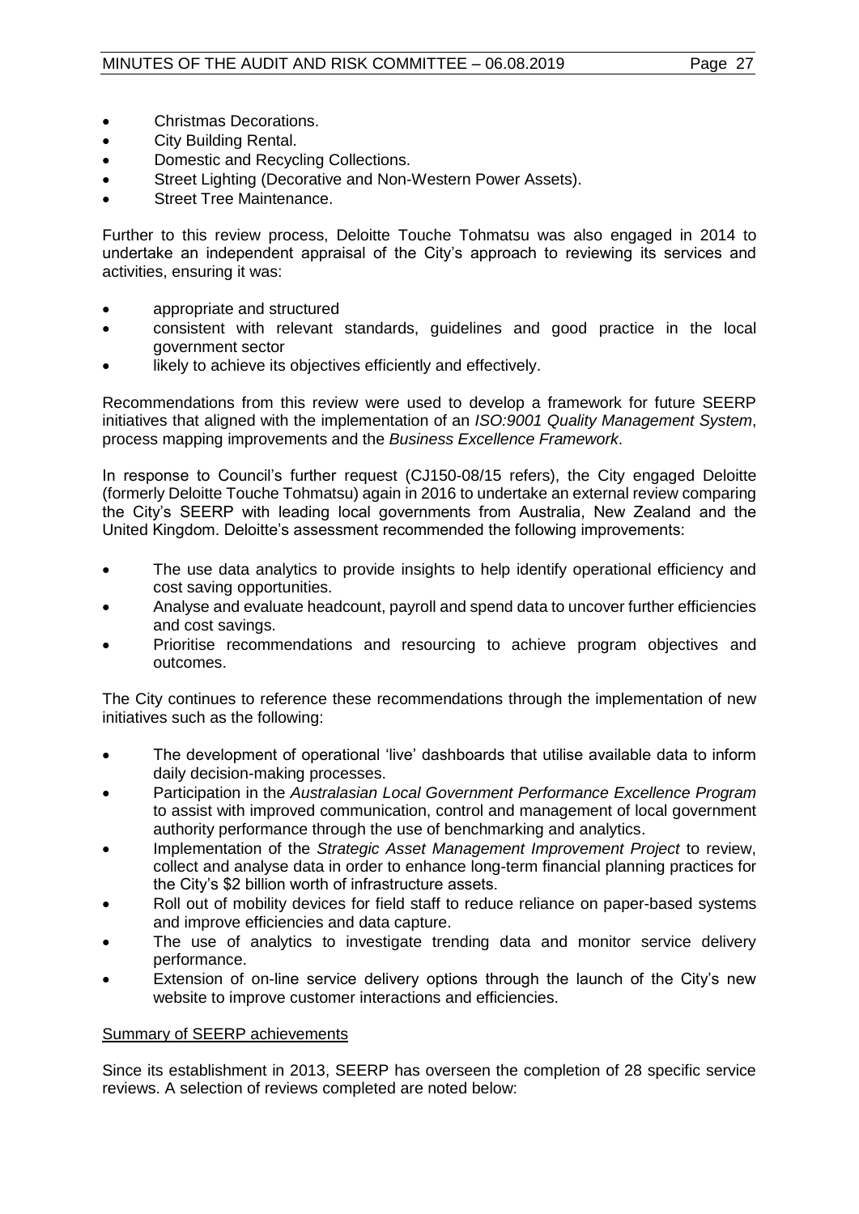- Christmas Decorations.
- City Building Rental.
- Domestic and Recycling Collections.
- Street Lighting (Decorative and Non-Western Power Assets).
- Street Tree Maintenance.

Further to this review process, Deloitte Touche Tohmatsu was also engaged in 2014 to undertake an independent appraisal of the City's approach to reviewing its services and activities, ensuring it was:

- appropriate and structured
- consistent with relevant standards, guidelines and good practice in the local government sector
- likely to achieve its objectives efficiently and effectively.

Recommendations from this review were used to develop a framework for future SEERP initiatives that aligned with the implementation of an *ISO:9001 Quality Management System*, process mapping improvements and the *Business Excellence Framework*.

In response to Council's further request (CJ150-08/15 refers), the City engaged Deloitte (formerly Deloitte Touche Tohmatsu) again in 2016 to undertake an external review comparing the City's SEERP with leading local governments from Australia, New Zealand and the United Kingdom. Deloitte's assessment recommended the following improvements:

- The use data analytics to provide insights to help identify operational efficiency and cost saving opportunities.
- Analyse and evaluate headcount, payroll and spend data to uncover further efficiencies and cost savings.
- Prioritise recommendations and resourcing to achieve program objectives and outcomes.

The City continues to reference these recommendations through the implementation of new initiatives such as the following:

- The development of operational 'live' dashboards that utilise available data to inform daily decision-making processes.
- Participation in the *Australasian Local Government Performance Excellence Program* to assist with improved communication, control and management of local government authority performance through the use of benchmarking and analytics.
- Implementation of the *Strategic Asset Management Improvement Project* to review, collect and analyse data in order to enhance long-term financial planning practices for the City's $2 billion worth of infrastructure assets.
- Roll out of mobility devices for field staff to reduce reliance on paper-based systems and improve efficiencies and data capture.
- The use of analytics to investigate trending data and monitor service delivery performance.
- Extension of on-line service delivery options through the launch of the City's new website to improve customer interactions and efficiencies.

<u>Summary of SEERP achievements</u>

Since its establishment in 2013, SEERP has overseen the completion of 28 specific service reviews. A selection of reviews completed are noted below: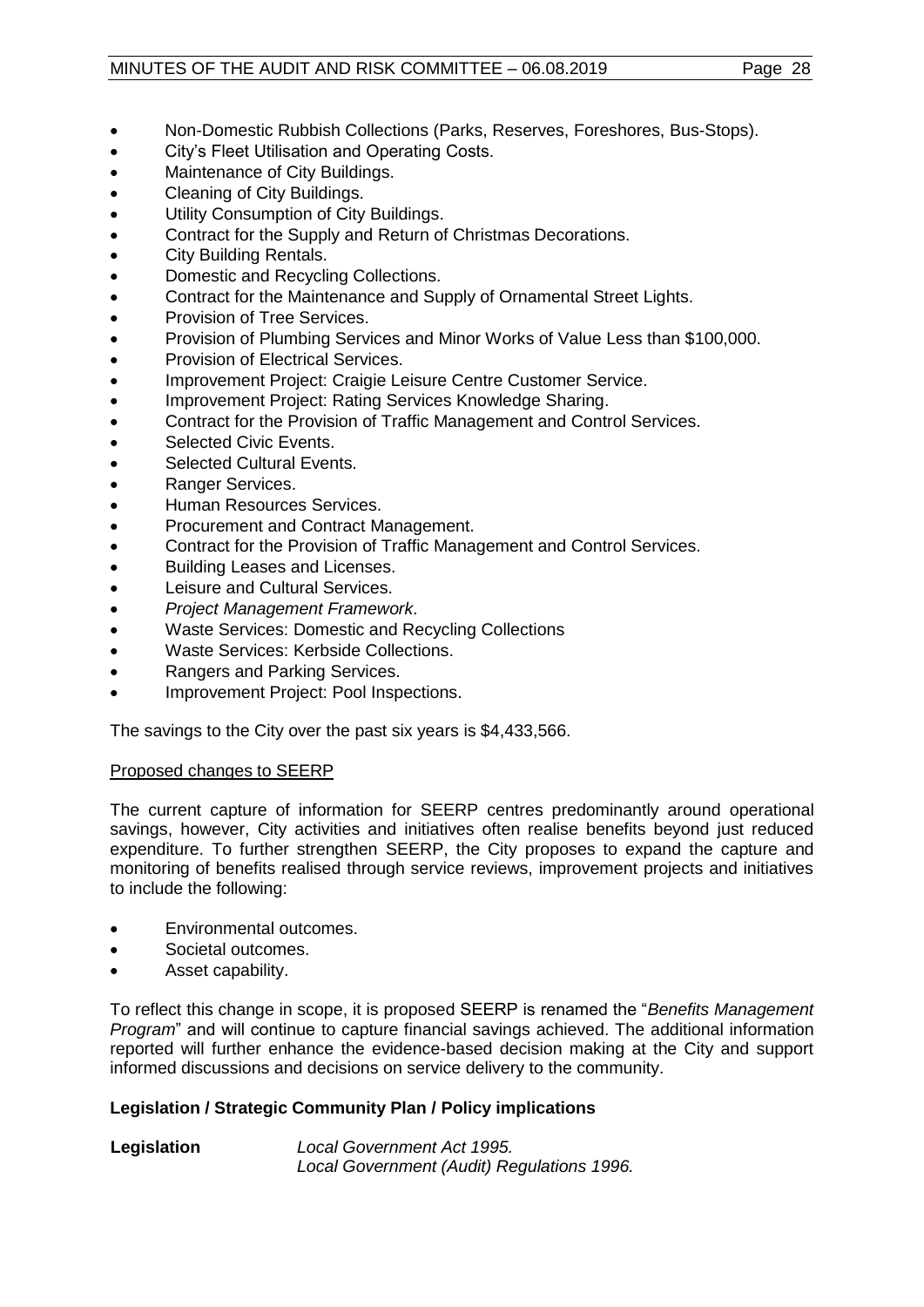- Non-Domestic Rubbish Collections (Parks, Reserves, Foreshores, Bus-Stops).
- City's Fleet Utilisation and Operating Costs.
- Maintenance of City Buildings.
- Cleaning of City Buildings.
- Utility Consumption of City Buildings.
- Contract for the Supply and Return of Christmas Decorations.
- City Building Rentals.
- Domestic and Recycling Collections.
- Contract for the Maintenance and Supply of Ornamental Street Lights.
- Provision of Tree Services.
- Provision of Plumbing Services and Minor Works of Value Less than $100,000.
- Provision of Electrical Services.
- Improvement Project: Craigie Leisure Centre Customer Service.
- Improvement Project: Rating Services Knowledge Sharing.
- Contract for the Provision of Traffic Management and Control Services.
- Selected Civic Events.
- Selected Cultural Events.
- Ranger Services.
- Human Resources Services.
- Procurement and Contract Management.
- Contract for the Provision of Traffic Management and Control Services.
- Building Leases and Licenses.
- Leisure and Cultural Services.
- *Project Management Framework*.
- Waste Services: Domestic and Recycling Collections
- Waste Services: Kerbside Collections.
- Rangers and Parking Services.
- Improvement Project: Pool Inspections.

The savings to the City over the past six years is $4,433,566.

Proposed changes to SEERP

The current capture of information for SEERP centres predominantly around operational savings, however, City activities and initiatives often realise benefits beyond just reduced expenditure. To further strengthen SEERP, the City proposes to expand the capture and monitoring of benefits realised through service reviews, improvement projects and initiatives to include the following:

- Environmental outcomes.
- Societal outcomes.
- Asset capability.

To reflect this change in scope, it is proposed SEERP is renamed the "*Benefits Management Program*" and will continue to capture financial savings achieved. The additional information reported will further enhance the evidence-based decision making at the City and support informed discussions and decisions on service delivery to the community.

**Legislation / Strategic Community Plan / Policy implications**

**Legislation** *Local Government Act 1995.*
*Local Government (Audit) Regulations 1996.*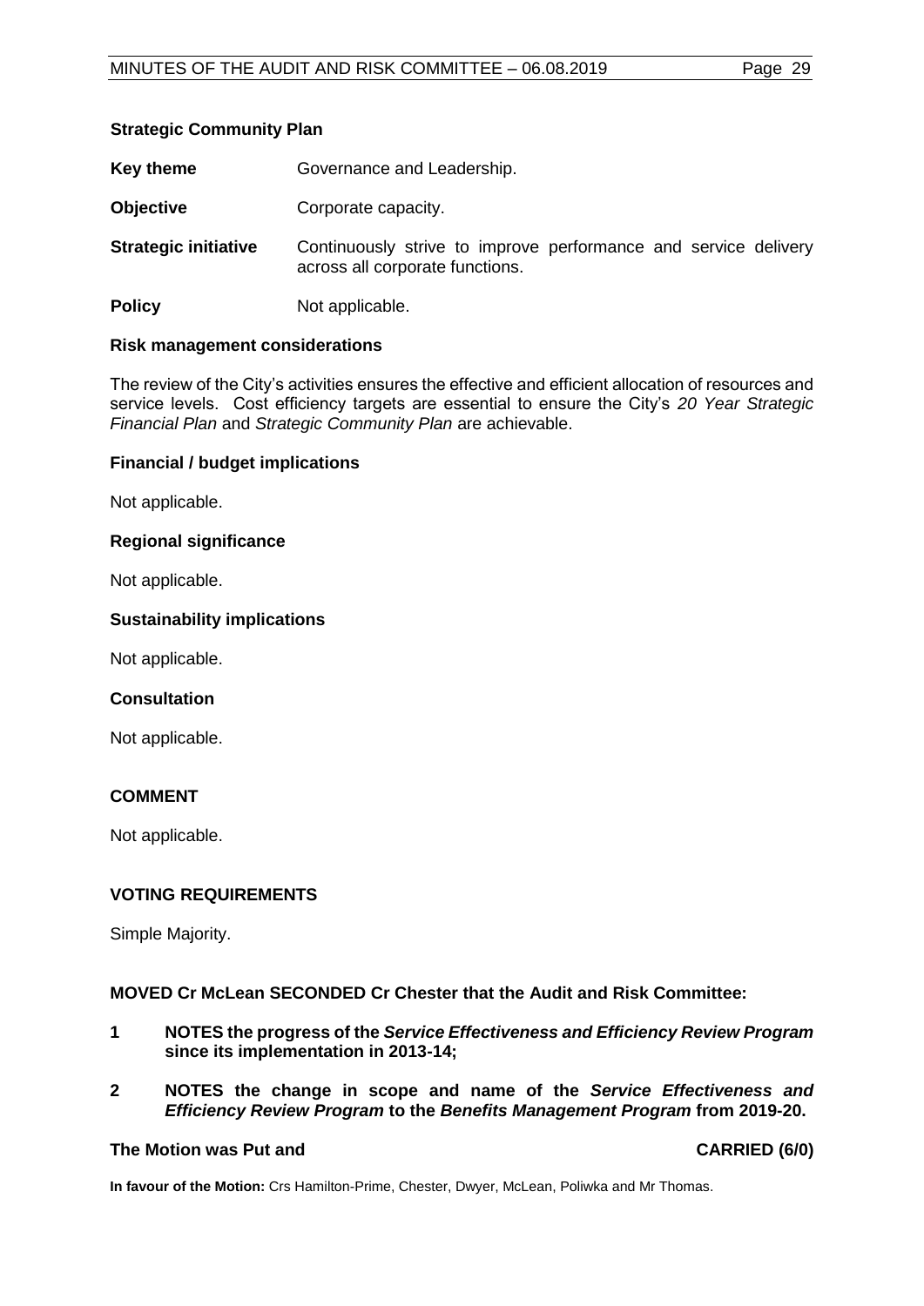**Strategic Community Plan**

**Key theme** Governance and Leadership.

**Objective** Corporate capacity.

**Strategic initiative** Continuously strive to improve performance and service delivery across all corporate functions.

**Policy** Not applicable.

**Risk management considerations**

The review of the City's activities ensures the effective and efficient allocation of resources and service levels. Cost efficiency targets are essential to ensure the City's *20 Year Strategic Financial Plan* and *Strategic Community Plan* are achievable.

**Financial / budget implications**

Not applicable.

**Regional significance**

Not applicable.

**Sustainability implications**

Not applicable.

**Consultation**

Not applicable.

**COMMENT**

Not applicable.

**VOTING REQUIREMENTS**

Simple Majority.

**MOVED Cr McLean SECONDED Cr Chester that the Audit and Risk Committee:**

**1 NOTES the progress of the *Service Effectiveness and Efficiency Review Program* since its implementation in 2013-14;**

**2 NOTES the change in scope and name of the *Service Effectiveness and Efficiency Review Program* to the *Benefits Management Program* from 2019-20.**

**The Motion was Put and CARRIED (6/0)**

**In favour of the Motion:** Crs Hamilton-Prime, Chester, Dwyer, McLean, Poliwka and Mr Thomas.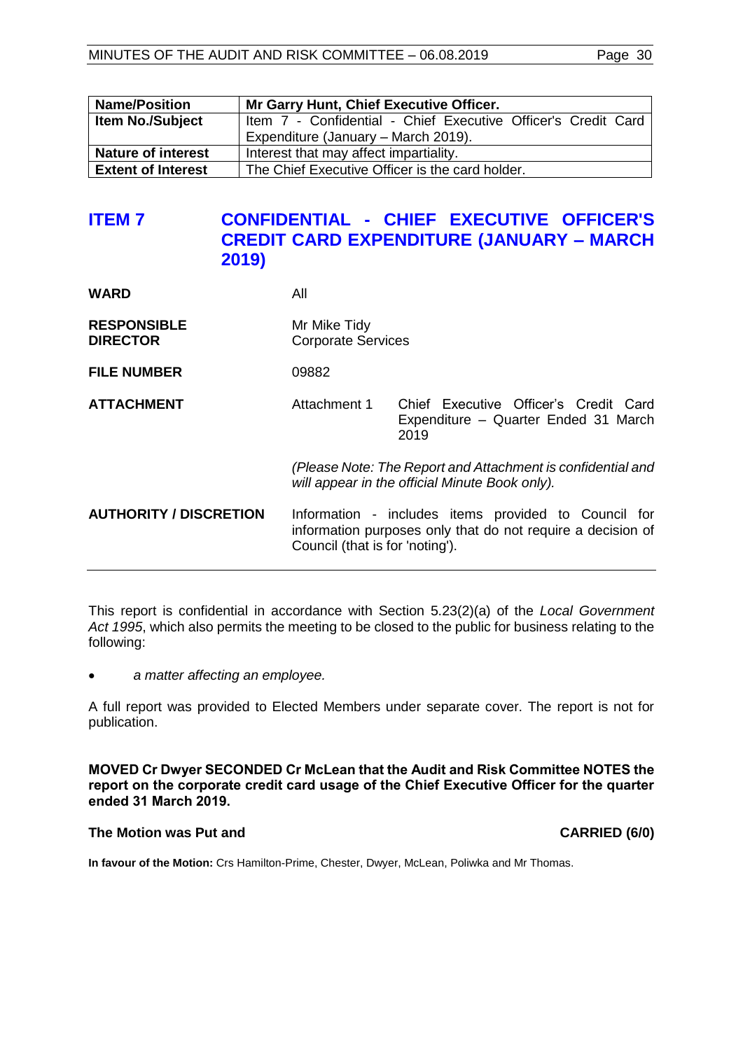| Name/Position | Mr Garry Hunt, Chief Executive Officer. |
|---|---|
| Item No./Subject | Item 7 - Confidential - Chief Executive Officer's Credit Card Expenditure (January – March 2019). |
| Nature of interest | Interest that may affect impartiality. |
| Extent of Interest | The Chief Executive Officer is the card holder. |

## ITEM 7 CONFIDENTIAL - CHIEF EXECUTIVE OFFICER'S CREDIT CARD EXPENDITURE (JANUARY – MARCH 2019)

| | | |
|---|---|---|
| **WARD** | All | |
| **RESPONSIBLE DIRECTOR** | Mr Mike Tidy<br>Corporate Services | |
| **FILE NUMBER** | 09882 | |
| **ATTACHMENT** | Attachment 1 | Chief Executive Officer's Credit Card Expenditure – Quarter Ended 31 March 2019 |
| | *(Please Note: The Report and Attachment is confidential and will appear in the official Minute Book only).* | |
| **AUTHORITY / DISCRETION** | Information - includes items provided to Council for information purposes only that do not require a decision of Council (that is for 'noting'). | |

This report is confidential in accordance with Section 5.23(2)(a) of the *Local Government Act 1995*, which also permits the meeting to be closed to the public for business relating to the following:

- *a matter affecting an employee.*

A full report was provided to Elected Members under separate cover. The report is not for publication.

**MOVED Cr Dwyer SECONDED Cr McLean that the Audit and Risk Committee NOTES the report on the corporate credit card usage of the Chief Executive Officer for the quarter ended 31 March 2019.**

**The Motion was Put and CARRIED (6/0)**

**In favour of the Motion:** Crs Hamilton-Prime, Chester, Dwyer, McLean, Poliwka and Mr Thomas.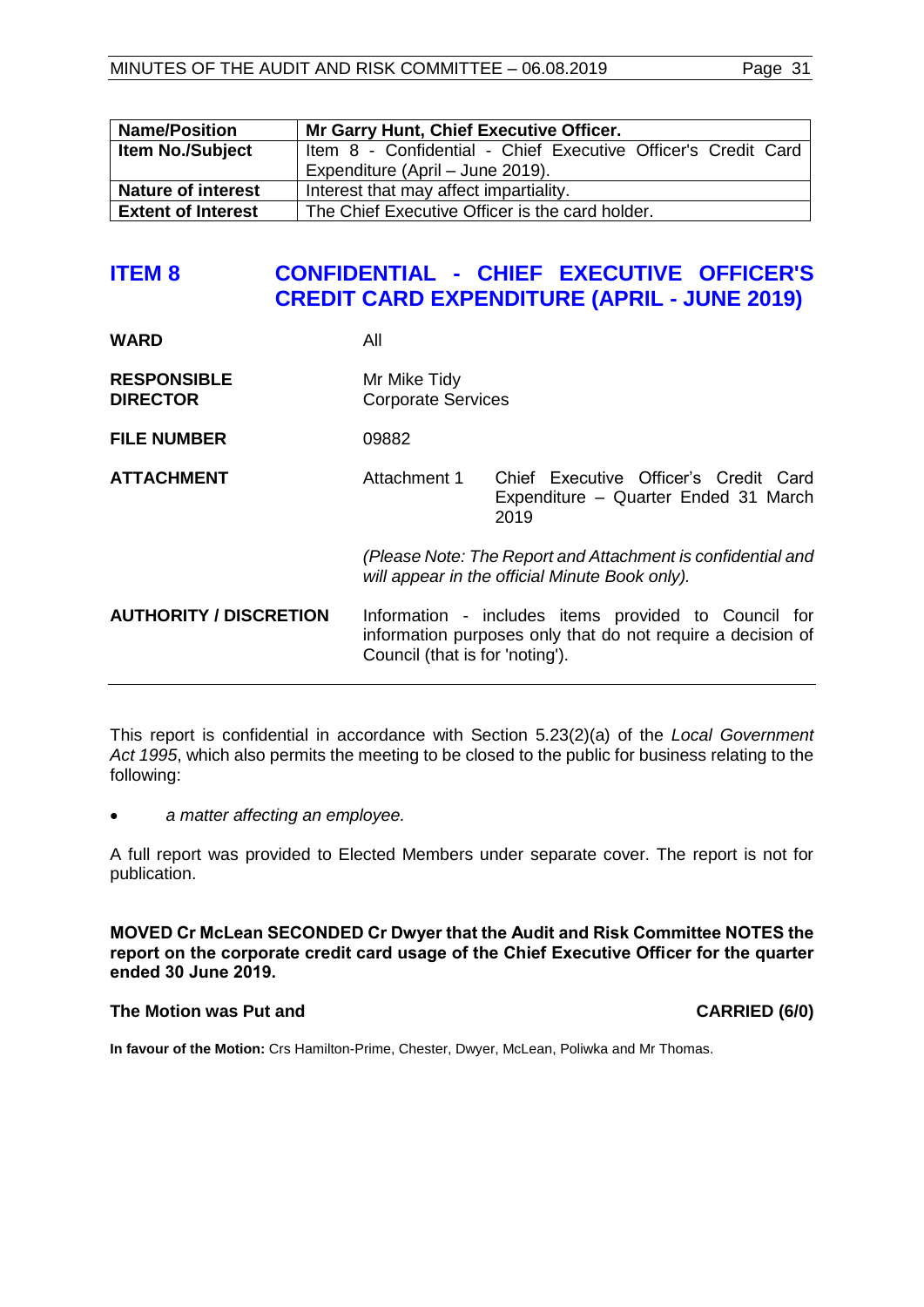| Name/Position | Mr Garry Hunt, Chief Executive Officer. |
|---|---|
| Item No./Subject | Item 8 - Confidential - Chief Executive Officer's Credit Card Expenditure (April – June 2019). |
| Nature of interest | Interest that may affect impartiality. |
| Extent of Interest | The Chief Executive Officer is the card holder. |

## ITEM 8 CONFIDENTIAL - CHIEF EXECUTIVE OFFICER'S CREDIT CARD EXPENDITURE (APRIL - JUNE 2019)

| | | |
|---|---|---|
| **WARD** | All | |
| **RESPONSIBLE DIRECTOR** | Mr Mike Tidy<br>Corporate Services | |
| **FILE NUMBER** | 09882 | |
| **ATTACHMENT** | Attachment 1 | Chief Executive Officer's Credit Card Expenditure – Quarter Ended 31 March 2019 |
| | *(Please Note: The Report and Attachment is confidential and will appear in the official Minute Book only).* | |
| **AUTHORITY / DISCRETION** | Information - includes items provided to Council for information purposes only that do not require a decision of Council (that is for 'noting'). | |

This report is confidential in accordance with Section 5.23(2)(a) of the *Local Government Act 1995*, which also permits the meeting to be closed to the public for business relating to the following:

- *a matter affecting an employee.*

A full report was provided to Elected Members under separate cover. The report is not for publication.

**MOVED Cr McLean SECONDED Cr Dwyer that the Audit and Risk Committee NOTES the report on the corporate credit card usage of the Chief Executive Officer for the quarter ended 30 June 2019.**

**The Motion was Put and CARRIED (6/0)**

**In favour of the Motion:** Crs Hamilton-Prime, Chester, Dwyer, McLean, Poliwka and Mr Thomas.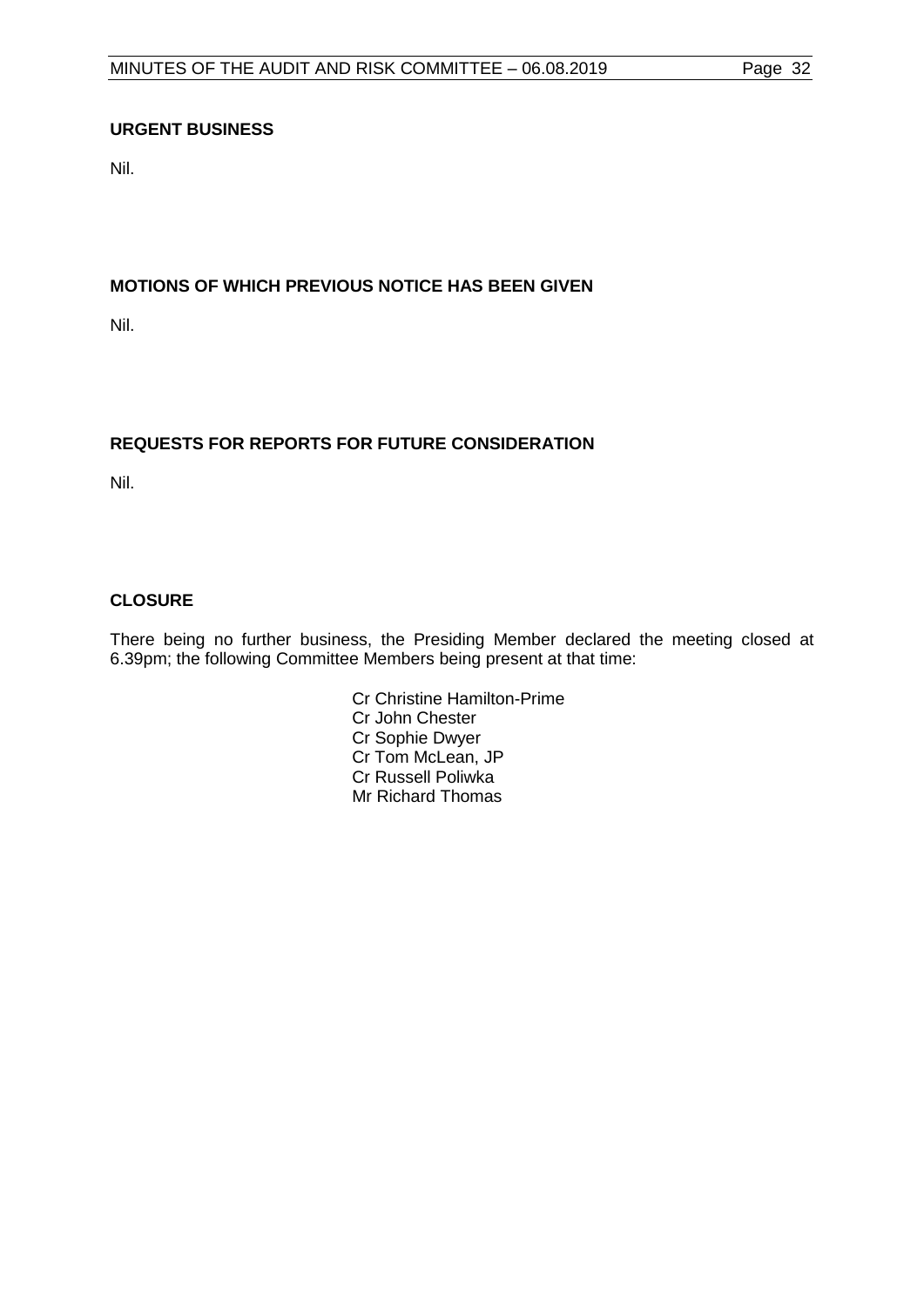**URGENT BUSINESS**

Nil.

**MOTIONS OF WHICH PREVIOUS NOTICE HAS BEEN GIVEN**

Nil.

**REQUESTS FOR REPORTS FOR FUTURE CONSIDERATION**

Nil.

**CLOSURE**

There being no further business, the Presiding Member declared the meeting closed at 6.39pm; the following Committee Members being present at that time:

Cr Christine Hamilton-Prime
Cr John Chester
Cr Sophie Dwyer
Cr Tom McLean, JP
Cr Russell Poliwka
Mr Richard Thomas